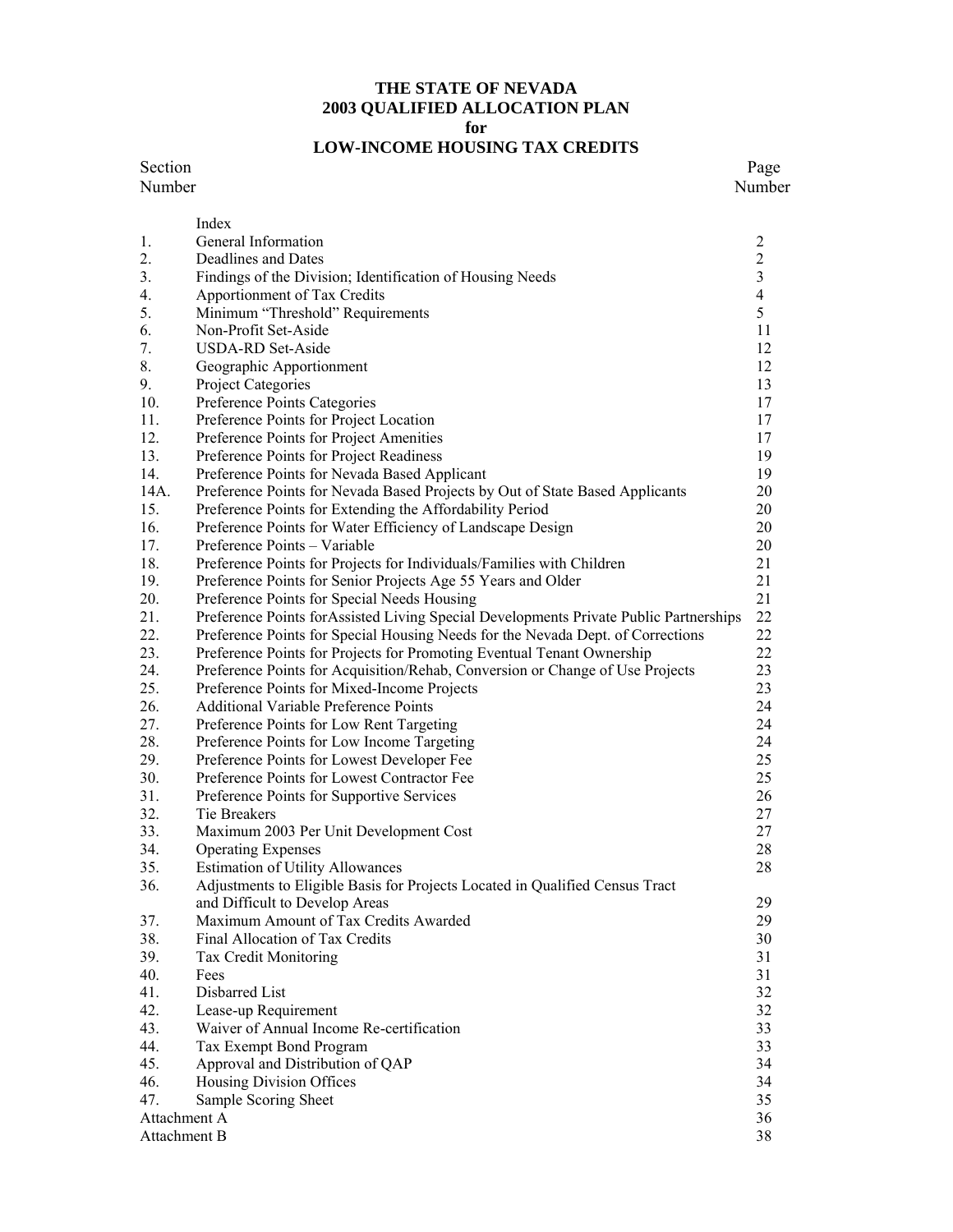# THE STATE OF NEVADA
# 2003 QUALIFIED ALLOCATION PLAN
# for
# LOW-INCOME HOUSING TAX CREDITS

| Section Number | | Page Number |
|---|---|---|
| | Index | |
| 1. | General Information | 2 |
| 2. | Deadlines and Dates | 2 |
| 3. | Findings of the Division; Identification of Housing Needs | 3 |
| 4. | Apportionment of Tax Credits | 4 |
| 5. | Minimum "Threshold" Requirements | 5 |
| 6. | Non-Profit Set-Aside | 11 |
| 7. | USDA-RD Set-Aside | 12 |
| 8. | Geographic Apportionment | 12 |
| 9. | Project Categories | 13 |
| 10. | Preference Points Categories | 17 |
| 11. | Preference Points for Project Location | 17 |
| 12. | Preference Points for Project Amenities | 17 |
| 13. | Preference Points for Project Readiness | 19 |
| 14. | Preference Points for Nevada Based Applicant | 19 |
| 14A. | Preference Points for Nevada Based Projects by Out of State Based Applicants | 20 |
| 15. | Preference Points for Extending the Affordability Period | 20 |
| 16. | Preference Points for Water Efficiency of Landscape Design | 20 |
| 17. | Preference Points – Variable | 20 |
| 18. | Preference Points for Projects for Individuals/Families with Children | 21 |
| 19. | Preference Points for Senior Projects Age 55 Years and Older | 21 |
| 20. | Preference Points for Special Needs Housing | 21 |
| 21. | Preference Points forAssisted Living Special Developments Private Public Partnerships | 22 |
| 22. | Preference Points for Special Housing Needs for the Nevada Dept. of Corrections | 22 |
| 23. | Preference Points for Projects for Promoting Eventual Tenant Ownership | 22 |
| 24. | Preference Points for Acquisition/Rehab, Conversion or Change of Use Projects | 23 |
| 25. | Preference Points for Mixed-Income Projects | 23 |
| 26. | Additional Variable Preference Points | 24 |
| 27. | Preference Points for Low Rent Targeting | 24 |
| 28. | Preference Points for Low Income Targeting | 24 |
| 29. | Preference Points for Lowest Developer Fee | 25 |
| 30. | Preference Points for Lowest Contractor Fee | 25 |
| 31. | Preference Points for Supportive Services | 26 |
| 32. | Tie Breakers | 27 |
| 33. | Maximum 2003 Per Unit Development Cost | 27 |
| 34. | Operating Expenses | 28 |
| 35. | Estimation of Utility Allowances | 28 |
| 36. | Adjustments to Eligible Basis for Projects Located in Qualified Census Tract and Difficult to Develop Areas | 29 |
| 37. | Maximum Amount of Tax Credits Awarded | 29 |
| 38. | Final Allocation of Tax Credits | 30 |
| 39. | Tax Credit Monitoring | 31 |
| 40. | Fees | 31 |
| 41. | Disbarred List | 32 |
| 42. | Lease-up Requirement | 32 |
| 43. | Waiver of Annual Income Re-certification | 33 |
| 44. | Tax Exempt Bond Program | 33 |
| 45. | Approval and Distribution of QAP | 34 |
| 46. | Housing Division Offices | 34 |
| 47. | Sample Scoring Sheet | 35 |
| Attachment A | | 36 |
| Attachment B | | 38 |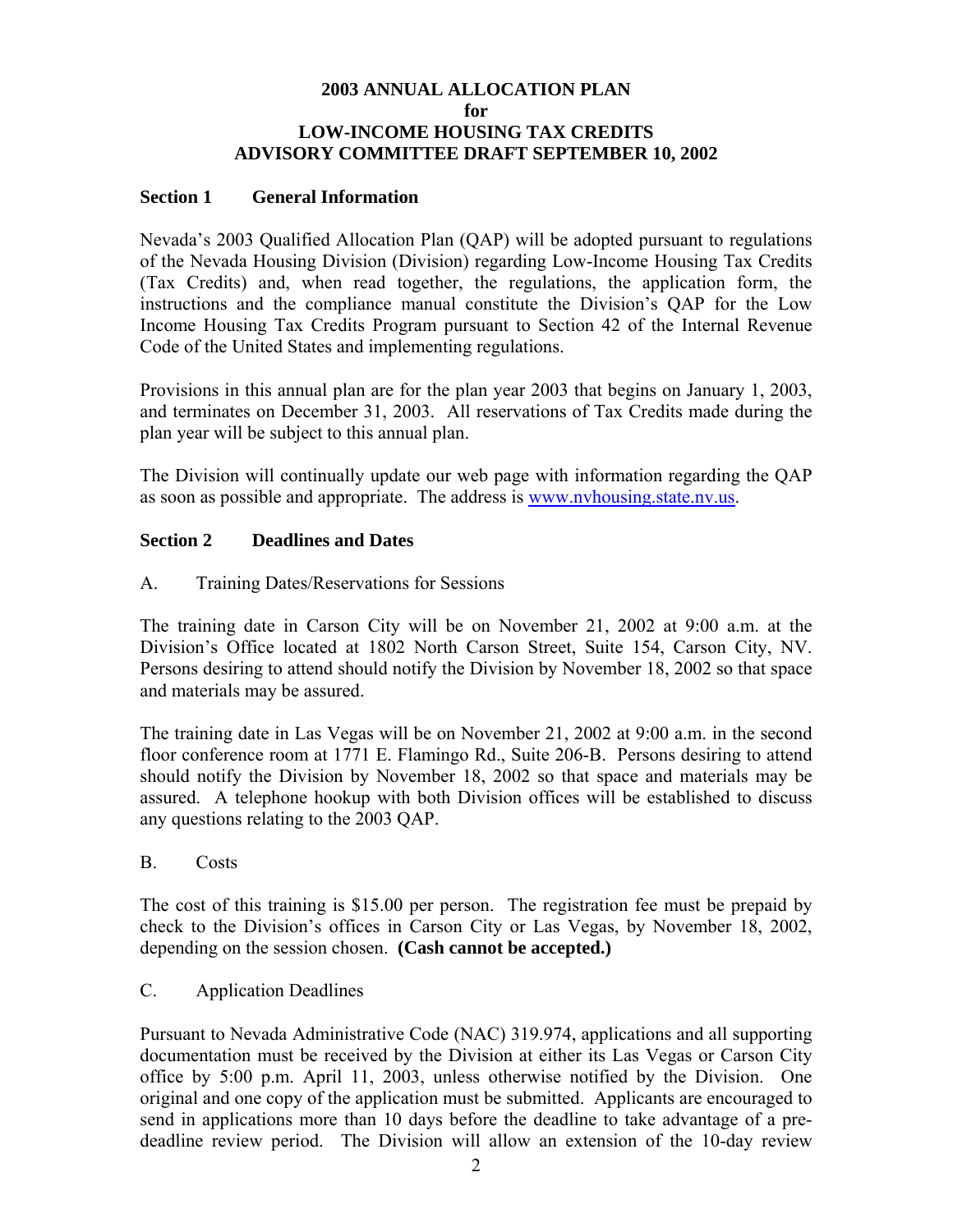**2003 ANNUAL ALLOCATION PLAN**
**for**
**LOW-INCOME HOUSING TAX CREDITS**
**ADVISORY COMMITTEE DRAFT SEPTEMBER 10, 2002**

## Section 1 General Information

Nevada's 2003 Qualified Allocation Plan (QAP) will be adopted pursuant to regulations of the Nevada Housing Division (Division) regarding Low-Income Housing Tax Credits (Tax Credits) and, when read together, the regulations, the application form, the instructions and the compliance manual constitute the Division's QAP for the Low Income Housing Tax Credits Program pursuant to Section 42 of the Internal Revenue Code of the United States and implementing regulations.

Provisions in this annual plan are for the plan year 2003 that begins on January 1, 2003, and terminates on December 31, 2003. All reservations of Tax Credits made during the plan year will be subject to this annual plan.

The Division will continually update our web page with information regarding the QAP as soon as possible and appropriate. The address is www.nvhousing.state.nv.us.

## Section 2 Deadlines and Dates

A. Training Dates/Reservations for Sessions

The training date in Carson City will be on November 21, 2002 at 9:00 a.m. at the Division's Office located at 1802 North Carson Street, Suite 154, Carson City, NV. Persons desiring to attend should notify the Division by November 18, 2002 so that space and materials may be assured.

The training date in Las Vegas will be on November 21, 2002 at 9:00 a.m. in the second floor conference room at 1771 E. Flamingo Rd., Suite 206-B. Persons desiring to attend should notify the Division by November 18, 2002 so that space and materials may be assured. A telephone hookup with both Division offices will be established to discuss any questions relating to the 2003 QAP.

B. Costs

The cost of this training is $15.00 per person. The registration fee must be prepaid by check to the Division's offices in Carson City or Las Vegas, by November 18, 2002, depending on the session chosen. **(Cash cannot be accepted.)**

C. Application Deadlines

Pursuant to Nevada Administrative Code (NAC) 319.974, applications and all supporting documentation must be received by the Division at either its Las Vegas or Carson City office by 5:00 p.m. April 11, 2003, unless otherwise notified by the Division. One original and one copy of the application must be submitted. Applicants are encouraged to send in applications more than 10 days before the deadline to take advantage of a pre-deadline review period. The Division will allow an extension of the 10-day review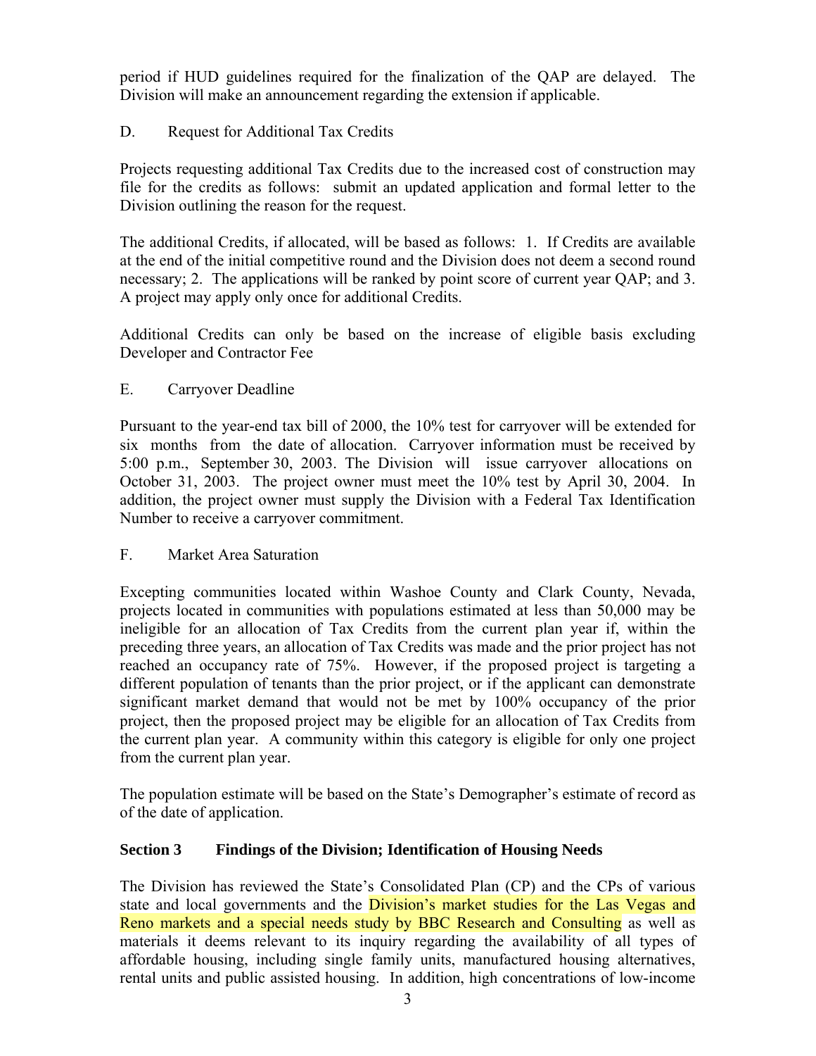period if HUD guidelines required for the finalization of the QAP are delayed. The Division will make an announcement regarding the extension if applicable.

D. Request for Additional Tax Credits

Projects requesting additional Tax Credits due to the increased cost of construction may file for the credits as follows: submit an updated application and formal letter to the Division outlining the reason for the request.

The additional Credits, if allocated, will be based as follows: 1. If Credits are available at the end of the initial competitive round and the Division does not deem a second round necessary; 2. The applications will be ranked by point score of current year QAP; and 3. A project may apply only once for additional Credits.

Additional Credits can only be based on the increase of eligible basis excluding Developer and Contractor Fee

E. Carryover Deadline

Pursuant to the year-end tax bill of 2000, the 10% test for carryover will be extended for six months from the date of allocation. Carryover information must be received by 5:00 p.m., September 30, 2003. The Division will issue carryover allocations on October 31, 2003. The project owner must meet the 10% test by April 30, 2004. In addition, the project owner must supply the Division with a Federal Tax Identification Number to receive a carryover commitment.

F. Market Area Saturation

Excepting communities located within Washoe County and Clark County, Nevada, projects located in communities with populations estimated at less than 50,000 may be ineligible for an allocation of Tax Credits from the current plan year if, within the preceding three years, an allocation of Tax Credits was made and the prior project has not reached an occupancy rate of 75%. However, if the proposed project is targeting a different population of tenants than the prior project, or if the applicant can demonstrate significant market demand that would not be met by 100% occupancy of the prior project, then the proposed project may be eligible for an allocation of Tax Credits from the current plan year. A community within this category is eligible for only one project from the current plan year.

The population estimate will be based on the State's Demographer's estimate of record as of the date of application.

**Section 3 Findings of the Division; Identification of Housing Needs**

The Division has reviewed the State's Consolidated Plan (CP) and the CPs of various state and local governments and the Division's market studies for the Las Vegas and Reno markets and a special needs study by BBC Research and Consulting as well as materials it deems relevant to its inquiry regarding the availability of all types of affordable housing, including single family units, manufactured housing alternatives, rental units and public assisted housing. In addition, high concentrations of low-income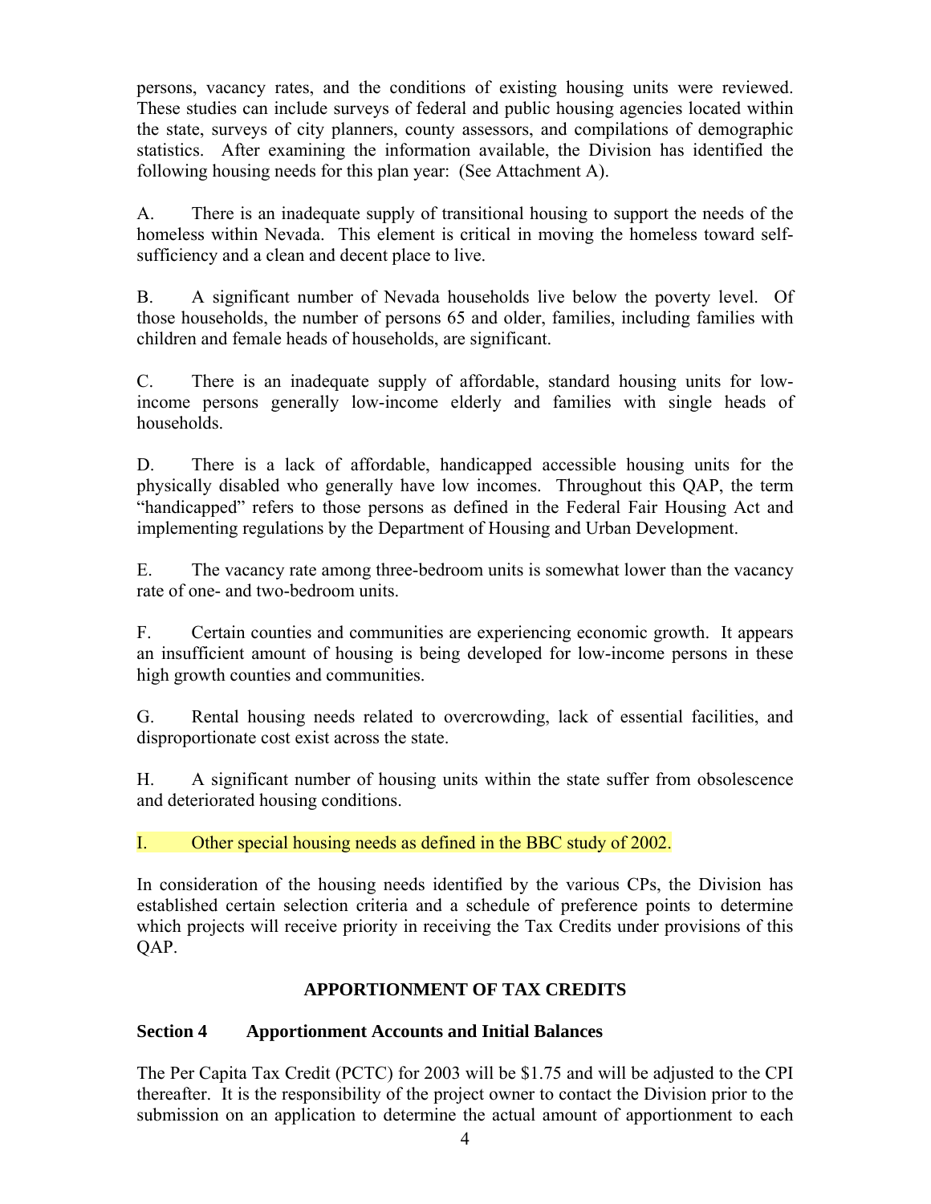persons, vacancy rates, and the conditions of existing housing units were reviewed. These studies can include surveys of federal and public housing agencies located within the state, surveys of city planners, county assessors, and compilations of demographic statistics. After examining the information available, the Division has identified the following housing needs for this plan year: (See Attachment A).

A. There is an inadequate supply of transitional housing to support the needs of the homeless within Nevada. This element is critical in moving the homeless toward self-sufficiency and a clean and decent place to live.

B. A significant number of Nevada households live below the poverty level. Of those households, the number of persons 65 and older, families, including families with children and female heads of households, are significant.

C. There is an inadequate supply of affordable, standard housing units for low-income persons generally low-income elderly and families with single heads of households.

D. There is a lack of affordable, handicapped accessible housing units for the physically disabled who generally have low incomes. Throughout this QAP, the term "handicapped" refers to those persons as defined in the Federal Fair Housing Act and implementing regulations by the Department of Housing and Urban Development.

E. The vacancy rate among three-bedroom units is somewhat lower than the vacancy rate of one- and two-bedroom units.

F. Certain counties and communities are experiencing economic growth. It appears an insufficient amount of housing is being developed for low-income persons in these high growth counties and communities.

G. Rental housing needs related to overcrowding, lack of essential facilities, and disproportionate cost exist across the state.

H. A significant number of housing units within the state suffer from obsolescence and deteriorated housing conditions.

I. Other special housing needs as defined in the BBC study of 2002.

In consideration of the housing needs identified by the various CPs, the Division has established certain selection criteria and a schedule of preference points to determine which projects will receive priority in receiving the Tax Credits under provisions of this QAP.

## APPORTIONMENT OF TAX CREDITS

### Section 4 Apportionment Accounts and Initial Balances

The Per Capita Tax Credit (PCTC) for 2003 will be $1.75 and will be adjusted to the CPI thereafter. It is the responsibility of the project owner to contact the Division prior to the submission on an application to determine the actual amount of apportionment to each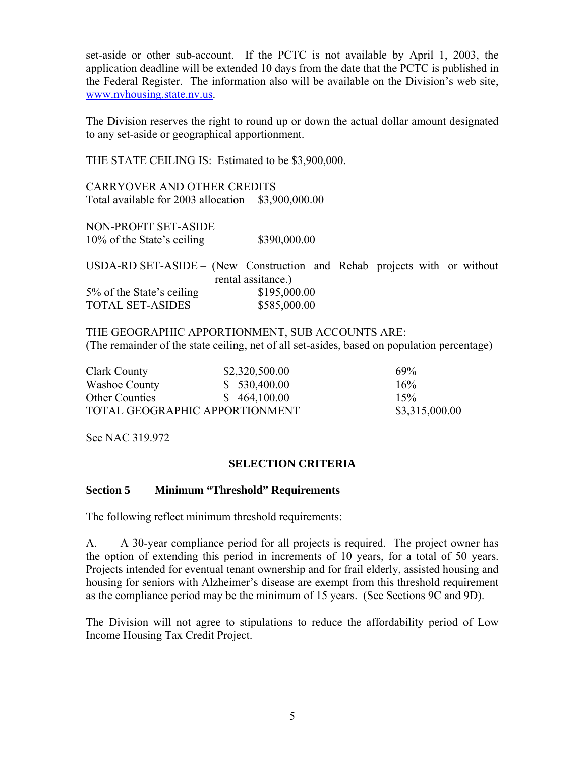set-aside or other sub-account. If the PCTC is not available by April 1, 2003, the application deadline will be extended 10 days from the date that the PCTC is published in the Federal Register. The information also will be available on the Division's web site, www.nvhousing.state.nv.us.

The Division reserves the right to round up or down the actual dollar amount designated to any set-aside or geographical apportionment.

THE STATE CEILING IS: Estimated to be $3,900,000.

CARRYOVER AND OTHER CREDITS
Total available for 2003 allocation $3,900,000.00

NON-PROFIT SET-ASIDE
10% of the State's ceiling $390,000.00

USDA-RD SET-ASIDE – (New Construction and Rehab projects with or without rental assitance.)
5% of the State's ceiling $195,000.00
TOTAL SET-ASIDES $585,000.00

THE GEOGRAPHIC APPORTIONMENT, SUB ACCOUNTS ARE:
(The remainder of the state ceiling, net of all set-asides, based on population percentage)

| | | |
|---|---|---|
| Clark County | $2,320,500.00 | 69% |
| Washoe County | $ 530,400.00 | 16% |
| Other Counties | $ 464,100.00 | 15% |
| TOTAL GEOGRAPHIC APPORTIONMENT | | $3,315,000.00 |

See NAC 319.972

## SELECTION CRITERIA

### Section 5 Minimum "Threshold" Requirements

The following reflect minimum threshold requirements:

A. A 30-year compliance period for all projects is required. The project owner has the option of extending this period in increments of 10 years, for a total of 50 years. Projects intended for eventual tenant ownership and for frail elderly, assisted housing and housing for seniors with Alzheimer's disease are exempt from this threshold requirement as the compliance period may be the minimum of 15 years. (See Sections 9C and 9D).

The Division will not agree to stipulations to reduce the affordability period of Low Income Housing Tax Credit Project.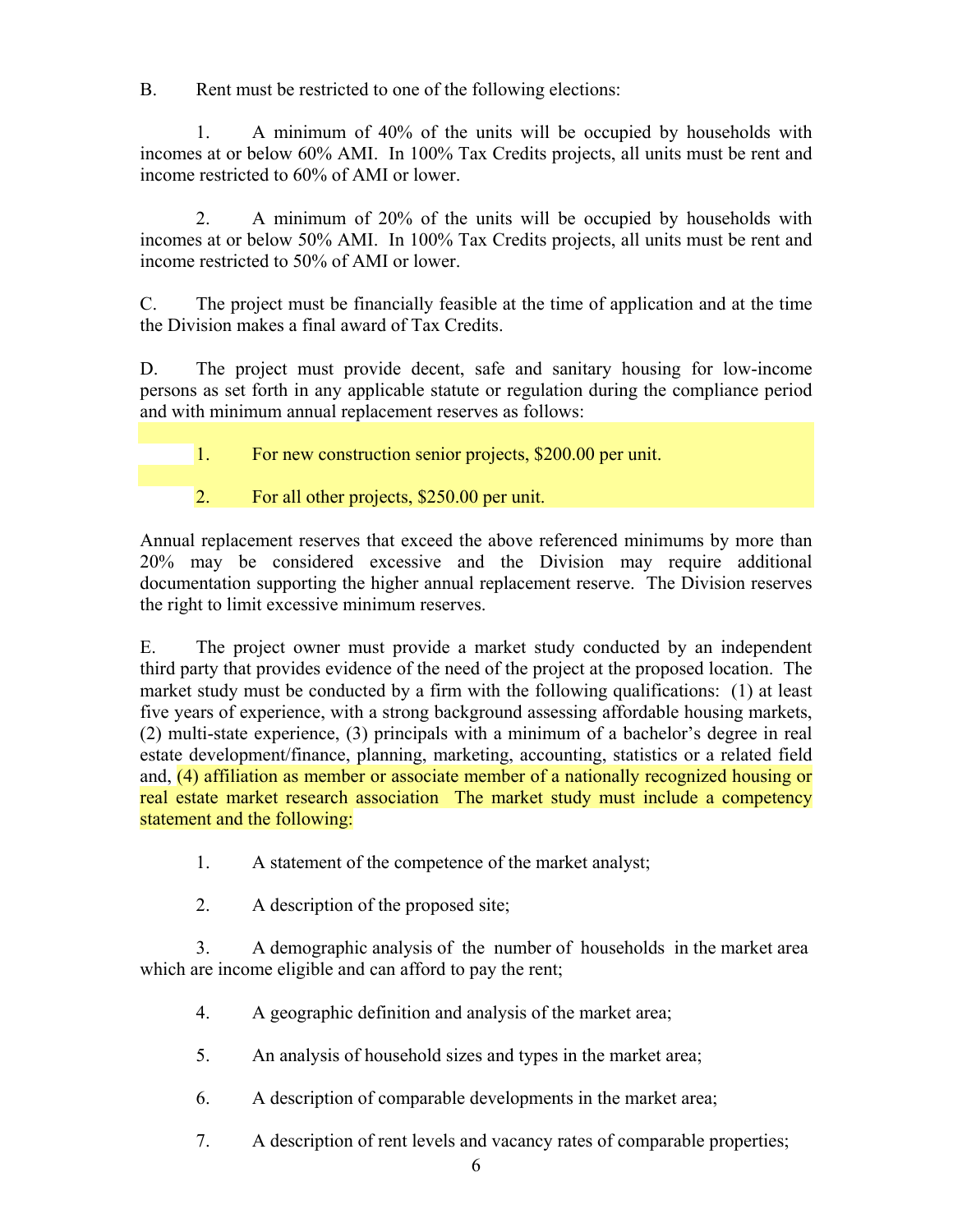B. Rent must be restricted to one of the following elections:

1. A minimum of 40% of the units will be occupied by households with incomes at or below 60% AMI. In 100% Tax Credits projects, all units must be rent and income restricted to 60% of AMI or lower.

2. A minimum of 20% of the units will be occupied by households with incomes at or below 50% AMI. In 100% Tax Credits projects, all units must be rent and income restricted to 50% of AMI or lower.

C. The project must be financially feasible at the time of application and at the time the Division makes a final award of Tax Credits.

D. The project must provide decent, safe and sanitary housing for low-income persons as set forth in any applicable statute or regulation during the compliance period and with minimum annual replacement reserves as follows:

1. For new construction senior projects, $200.00 per unit.

2. For all other projects, $250.00 per unit.

Annual replacement reserves that exceed the above referenced minimums by more than 20% may be considered excessive and the Division may require additional documentation supporting the higher annual replacement reserve. The Division reserves the right to limit excessive minimum reserves.

E. The project owner must provide a market study conducted by an independent third party that provides evidence of the need of the project at the proposed location. The market study must be conducted by a firm with the following qualifications: (1) at least five years of experience, with a strong background assessing affordable housing markets, (2) multi-state experience, (3) principals with a minimum of a bachelor's degree in real estate development/finance, planning, marketing, accounting, statistics or a related field and, (4) affiliation as member or associate member of a nationally recognized housing or real estate market research association The market study must include a competency statement and the following:

1. A statement of the competence of the market analyst;

2. A description of the proposed site;

3. A demographic analysis of the number of households in the market area which are income eligible and can afford to pay the rent;

4. A geographic definition and analysis of the market area;

5. An analysis of household sizes and types in the market area;

6. A description of comparable developments in the market area;

7. A description of rent levels and vacancy rates of comparable properties;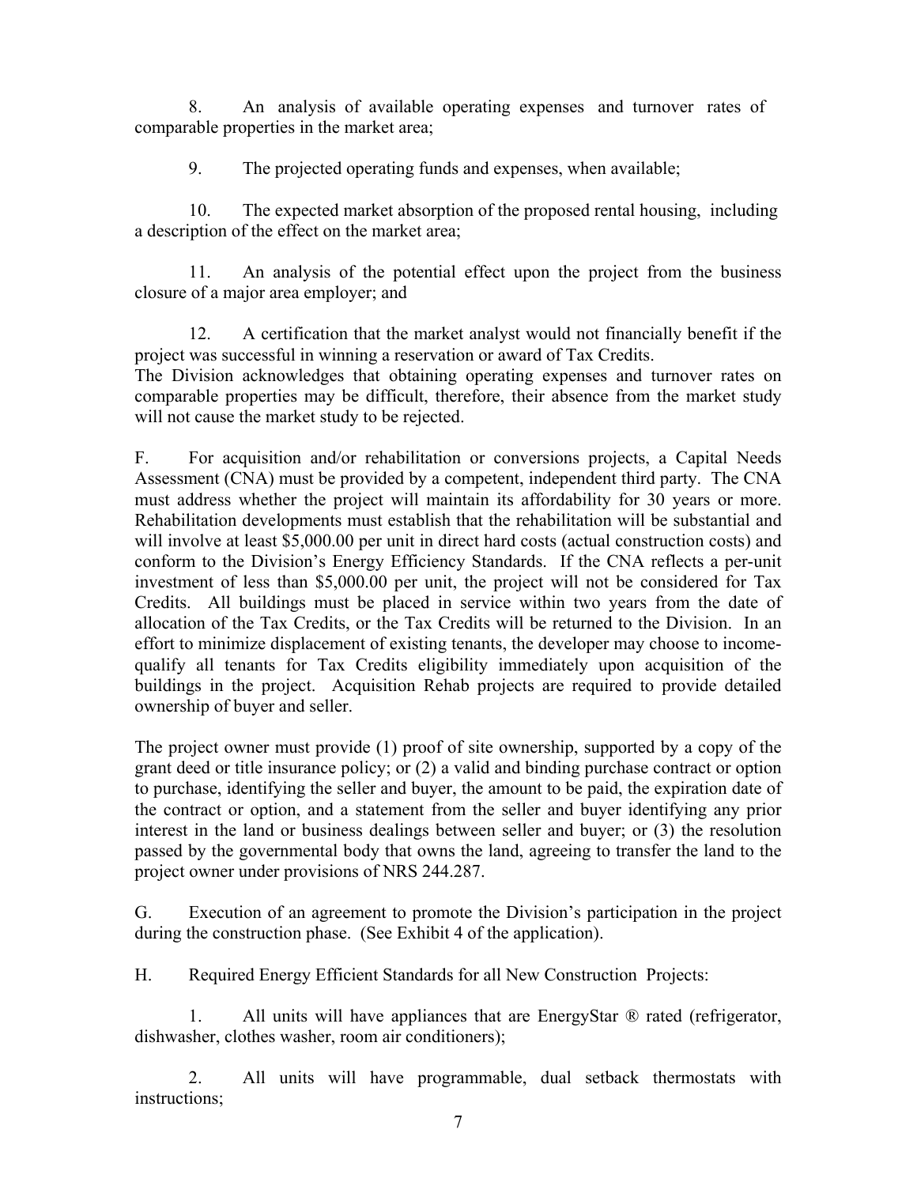8. An analysis of available operating expenses and turnover rates of comparable properties in the market area;

9. The projected operating funds and expenses, when available;

10. The expected market absorption of the proposed rental housing, including a description of the effect on the market area;

11. An analysis of the potential effect upon the project from the business closure of a major area employer; and

12. A certification that the market analyst would not financially benefit if the project was successful in winning a reservation or award of Tax Credits.

The Division acknowledges that obtaining operating expenses and turnover rates on comparable properties may be difficult, therefore, their absence from the market study will not cause the market study to be rejected.

F. For acquisition and/or rehabilitation or conversions projects, a Capital Needs Assessment (CNA) must be provided by a competent, independent third party. The CNA must address whether the project will maintain its affordability for 30 years or more. Rehabilitation developments must establish that the rehabilitation will be substantial and will involve at least $5,000.00 per unit in direct hard costs (actual construction costs) and conform to the Division's Energy Efficiency Standards. If the CNA reflects a per-unit investment of less than $5,000.00 per unit, the project will not be considered for Tax Credits. All buildings must be placed in service within two years from the date of allocation of the Tax Credits, or the Tax Credits will be returned to the Division. In an effort to minimize displacement of existing tenants, the developer may choose to income-qualify all tenants for Tax Credits eligibility immediately upon acquisition of the buildings in the project. Acquisition Rehab projects are required to provide detailed ownership of buyer and seller.

The project owner must provide (1) proof of site ownership, supported by a copy of the grant deed or title insurance policy; or (2) a valid and binding purchase contract or option to purchase, identifying the seller and buyer, the amount to be paid, the expiration date of the contract or option, and a statement from the seller and buyer identifying any prior interest in the land or business dealings between seller and buyer; or (3) the resolution passed by the governmental body that owns the land, agreeing to transfer the land to the project owner under provisions of NRS 244.287.

G. Execution of an agreement to promote the Division's participation in the project during the construction phase. (See Exhibit 4 of the application).

H. Required Energy Efficient Standards for all New Construction Projects:

1. All units will have appliances that are EnergyStar ® rated (refrigerator, dishwasher, clothes washer, room air conditioners);

2. All units will have programmable, dual setback thermostats with instructions;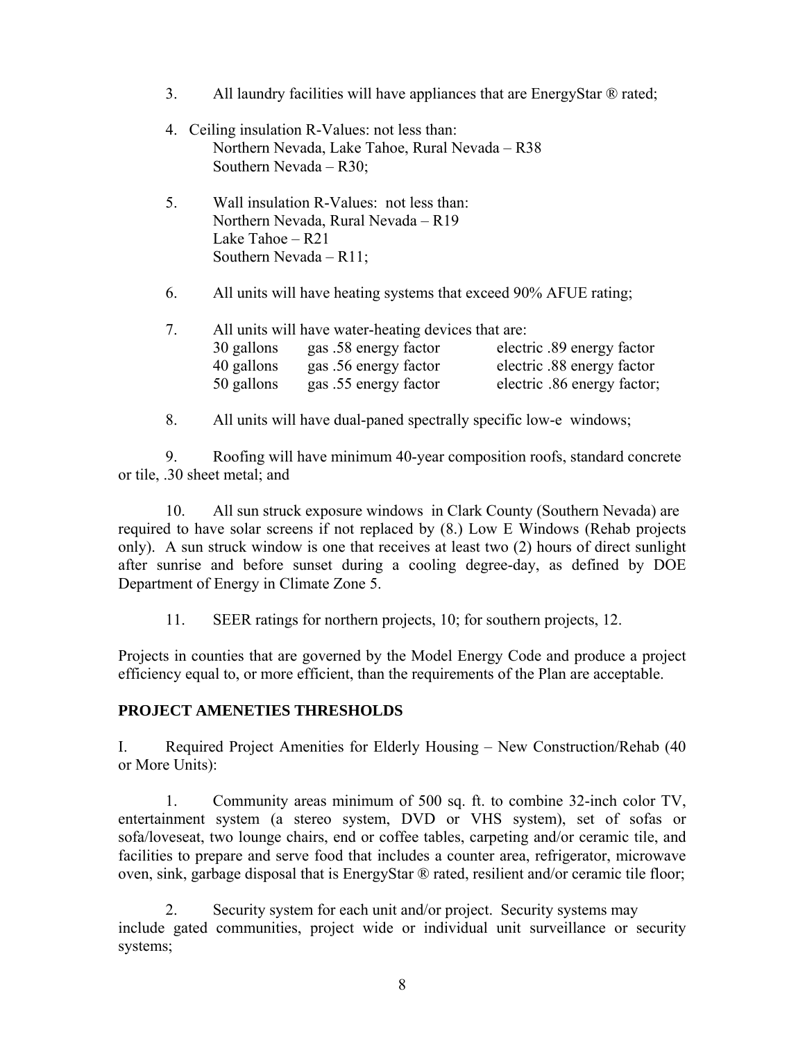3. All laundry facilities will have appliances that are EnergyStar ® rated;

4. Ceiling insulation R-Values: not less than:
   Northern Nevada, Lake Tahoe, Rural Nevada – R38
   Southern Nevada – R30;

5. Wall insulation R-Values: not less than:
   Northern Nevada, Rural Nevada – R19
   Lake Tahoe – R21
   Southern Nevada – R11;

6. All units will have heating systems that exceed 90% AFUE rating;

7. All units will have water-heating devices that are:

| | | |
|---|---|---|
| 30 gallons | gas .58 energy factor | electric .89 energy factor |
| 40 gallons | gas .56 energy factor | electric .88 energy factor |
| 50 gallons | gas .55 energy factor | electric .86 energy factor; |

8. All units will have dual-paned spectrally specific low-e windows;

9. Roofing will have minimum 40-year composition roofs, standard concrete or tile, .30 sheet metal; and

10. All sun struck exposure windows in Clark County (Southern Nevada) are required to have solar screens if not replaced by (8.) Low E Windows (Rehab projects only). A sun struck window is one that receives at least two (2) hours of direct sunlight after sunrise and before sunset during a cooling degree-day, as defined by DOE Department of Energy in Climate Zone 5.

11. SEER ratings for northern projects, 10; for southern projects, 12.

Projects in counties that are governed by the Model Energy Code and produce a project efficiency equal to, or more efficient, than the requirements of the Plan are acceptable.

## PROJECT AMENETIES THRESHOLDS

I. Required Project Amenities for Elderly Housing – New Construction/Rehab (40 or More Units):

1. Community areas minimum of 500 sq. ft. to combine 32-inch color TV, entertainment system (a stereo system, DVD or VHS system), set of sofas or sofa/loveseat, two lounge chairs, end or coffee tables, carpeting and/or ceramic tile, and facilities to prepare and serve food that includes a counter area, refrigerator, microwave oven, sink, garbage disposal that is EnergyStar ® rated, resilient and/or ceramic tile floor;

2. Security system for each unit and/or project. Security systems may include gated communities, project wide or individual unit surveillance or security systems;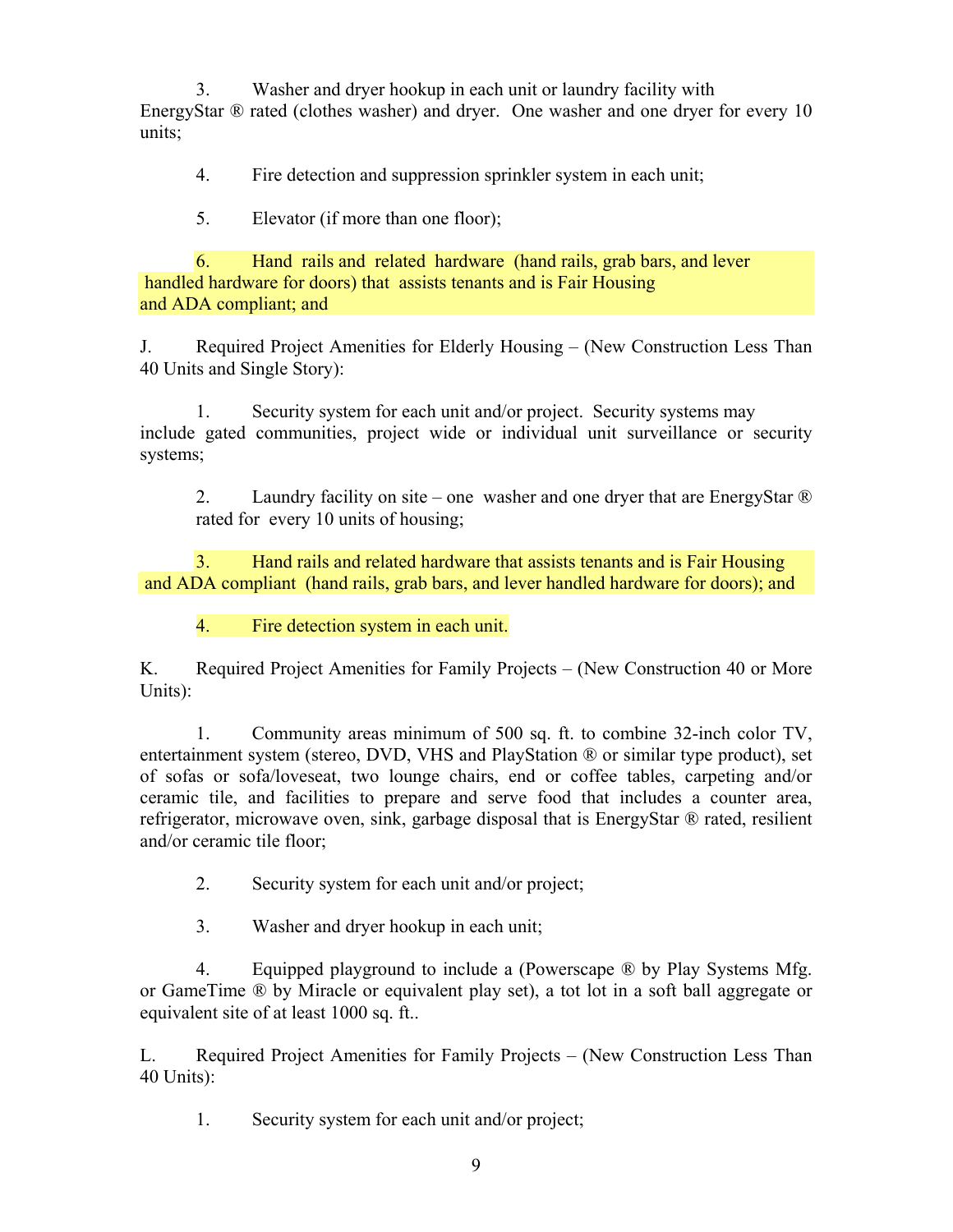3. Washer and dryer hookup in each unit or laundry facility with EnergyStar ® rated (clothes washer) and dryer. One washer and one dryer for every 10 units;

4. Fire detection and suppression sprinkler system in each unit;

5. Elevator (if more than one floor);

6. Hand rails and related hardware (hand rails, grab bars, and lever handled hardware for doors) that assists tenants and is Fair Housing and ADA compliant; and

J. Required Project Amenities for Elderly Housing – (New Construction Less Than 40 Units and Single Story):

1. Security system for each unit and/or project. Security systems may include gated communities, project wide or individual unit surveillance or security systems;

2. Laundry facility on site – one washer and one dryer that are EnergyStar ® rated for every 10 units of housing;

3. Hand rails and related hardware that assists tenants and is Fair Housing and ADA compliant (hand rails, grab bars, and lever handled hardware for doors); and

4. Fire detection system in each unit.

K. Required Project Amenities for Family Projects – (New Construction 40 or More Units):

1. Community areas minimum of 500 sq. ft. to combine 32-inch color TV, entertainment system (stereo, DVD, VHS and PlayStation ® or similar type product), set of sofas or sofa/loveseat, two lounge chairs, end or coffee tables, carpeting and/or ceramic tile, and facilities to prepare and serve food that includes a counter area, refrigerator, microwave oven, sink, garbage disposal that is EnergyStar ® rated, resilient and/or ceramic tile floor;

2. Security system for each unit and/or project;

3. Washer and dryer hookup in each unit;

4. Equipped playground to include a (Powerscape ® by Play Systems Mfg. or GameTime ® by Miracle or equivalent play set), a tot lot in a soft ball aggregate or equivalent site of at least 1000 sq. ft..

L. Required Project Amenities for Family Projects – (New Construction Less Than 40 Units):

1. Security system for each unit and/or project;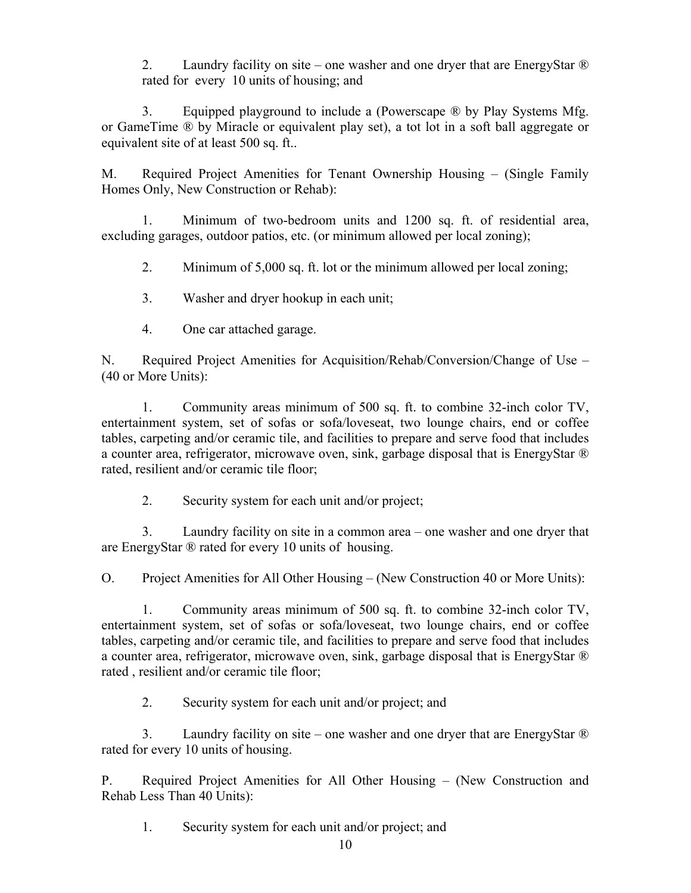2. Laundry facility on site – one washer and one dryer that are EnergyStar ® rated for every 10 units of housing; and

3. Equipped playground to include a (Powerscape ® by Play Systems Mfg. or GameTime ® by Miracle or equivalent play set), a tot lot in a soft ball aggregate or equivalent site of at least 500 sq. ft..

M. Required Project Amenities for Tenant Ownership Housing – (Single Family Homes Only, New Construction or Rehab):

1. Minimum of two-bedroom units and 1200 sq. ft. of residential area, excluding garages, outdoor patios, etc. (or minimum allowed per local zoning);

2. Minimum of 5,000 sq. ft. lot or the minimum allowed per local zoning;

3. Washer and dryer hookup in each unit;

4. One car attached garage.

N. Required Project Amenities for Acquisition/Rehab/Conversion/Change of Use – (40 or More Units):

1. Community areas minimum of 500 sq. ft. to combine 32-inch color TV, entertainment system, set of sofas or sofa/loveseat, two lounge chairs, end or coffee tables, carpeting and/or ceramic tile, and facilities to prepare and serve food that includes a counter area, refrigerator, microwave oven, sink, garbage disposal that is EnergyStar ® rated, resilient and/or ceramic tile floor;

2. Security system for each unit and/or project;

3. Laundry facility on site in a common area – one washer and one dryer that are EnergyStar ® rated for every 10 units of housing.

O. Project Amenities for All Other Housing – (New Construction 40 or More Units):

1. Community areas minimum of 500 sq. ft. to combine 32-inch color TV, entertainment system, set of sofas or sofa/loveseat, two lounge chairs, end or coffee tables, carpeting and/or ceramic tile, and facilities to prepare and serve food that includes a counter area, refrigerator, microwave oven, sink, garbage disposal that is EnergyStar ® rated , resilient and/or ceramic tile floor;

2. Security system for each unit and/or project; and

3. Laundry facility on site – one washer and one dryer that are EnergyStar ® rated for every 10 units of housing.

P. Required Project Amenities for All Other Housing – (New Construction and Rehab Less Than 40 Units):

1. Security system for each unit and/or project; and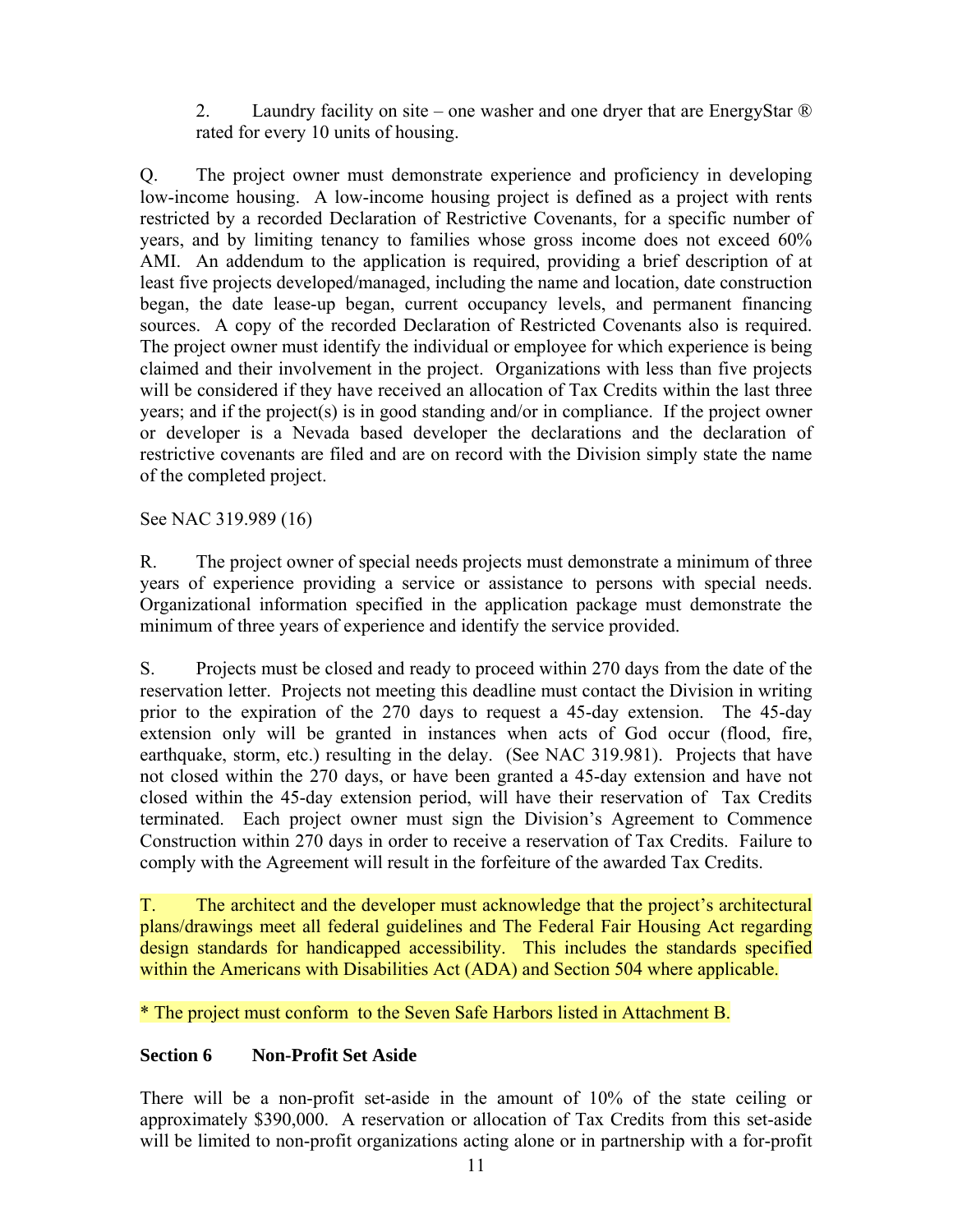2. Laundry facility on site – one washer and one dryer that are EnergyStar ® rated for every 10 units of housing.

Q. The project owner must demonstrate experience and proficiency in developing low-income housing. A low-income housing project is defined as a project with rents restricted by a recorded Declaration of Restrictive Covenants, for a specific number of years, and by limiting tenancy to families whose gross income does not exceed 60% AMI. An addendum to the application is required, providing a brief description of at least five projects developed/managed, including the name and location, date construction began, the date lease-up began, current occupancy levels, and permanent financing sources. A copy of the recorded Declaration of Restricted Covenants also is required. The project owner must identify the individual or employee for which experience is being claimed and their involvement in the project. Organizations with less than five projects will be considered if they have received an allocation of Tax Credits within the last three years; and if the project(s) is in good standing and/or in compliance. If the project owner or developer is a Nevada based developer the declarations and the declaration of restrictive covenants are filed and are on record with the Division simply state the name of the completed project.

See NAC 319.989 (16)

R. The project owner of special needs projects must demonstrate a minimum of three years of experience providing a service or assistance to persons with special needs. Organizational information specified in the application package must demonstrate the minimum of three years of experience and identify the service provided.

S. Projects must be closed and ready to proceed within 270 days from the date of the reservation letter. Projects not meeting this deadline must contact the Division in writing prior to the expiration of the 270 days to request a 45-day extension. The 45-day extension only will be granted in instances when acts of God occur (flood, fire, earthquake, storm, etc.) resulting in the delay. (See NAC 319.981). Projects that have not closed within the 270 days, or have been granted a 45-day extension and have not closed within the 45-day extension period, will have their reservation of Tax Credits terminated. Each project owner must sign the Division's Agreement to Commence Construction within 270 days in order to receive a reservation of Tax Credits. Failure to comply with the Agreement will result in the forfeiture of the awarded Tax Credits.

T. The architect and the developer must acknowledge that the project's architectural plans/drawings meet all federal guidelines and The Federal Fair Housing Act regarding design standards for handicapped accessibility. This includes the standards specified within the Americans with Disabilities Act (ADA) and Section 504 where applicable.

* The project must conform to the Seven Safe Harbors listed in Attachment B.

## Section 6 Non-Profit Set Aside

There will be a non-profit set-aside in the amount of 10% of the state ceiling or approximately $390,000. A reservation or allocation of Tax Credits from this set-aside will be limited to non-profit organizations acting alone or in partnership with a for-profit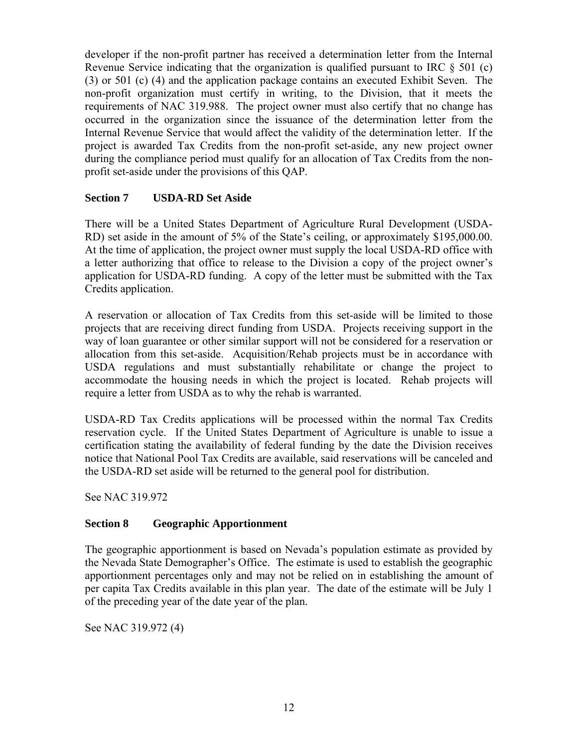developer if the non-profit partner has received a determination letter from the Internal Revenue Service indicating that the organization is qualified pursuant to IRC § 501 (c) (3) or 501 (c) (4) and the application package contains an executed Exhibit Seven. The non-profit organization must certify in writing, to the Division, that it meets the requirements of NAC 319.988. The project owner must also certify that no change has occurred in the organization since the issuance of the determination letter from the Internal Revenue Service that would affect the validity of the determination letter. If the project is awarded Tax Credits from the non-profit set-aside, any new project owner during the compliance period must qualify for an allocation of Tax Credits from the non-profit set-aside under the provisions of this QAP.

## Section 7 USDA-RD Set Aside

There will be a United States Department of Agriculture Rural Development (USDA-RD) set aside in the amount of 5% of the State's ceiling, or approximately $195,000.00. At the time of application, the project owner must supply the local USDA-RD office with a letter authorizing that office to release to the Division a copy of the project owner's application for USDA-RD funding. A copy of the letter must be submitted with the Tax Credits application.

A reservation or allocation of Tax Credits from this set-aside will be limited to those projects that are receiving direct funding from USDA. Projects receiving support in the way of loan guarantee or other similar support will not be considered for a reservation or allocation from this set-aside. Acquisition/Rehab projects must be in accordance with USDA regulations and must substantially rehabilitate or change the project to accommodate the housing needs in which the project is located. Rehab projects will require a letter from USDA as to why the rehab is warranted.

USDA-RD Tax Credits applications will be processed within the normal Tax Credits reservation cycle. If the United States Department of Agriculture is unable to issue a certification stating the availability of federal funding by the date the Division receives notice that National Pool Tax Credits are available, said reservations will be canceled and the USDA-RD set aside will be returned to the general pool for distribution.

See NAC 319.972

## Section 8 Geographic Apportionment

The geographic apportionment is based on Nevada's population estimate as provided by the Nevada State Demographer's Office. The estimate is used to establish the geographic apportionment percentages only and may not be relied on in establishing the amount of per capita Tax Credits available in this plan year. The date of the estimate will be July 1 of the preceding year of the date year of the plan.

See NAC 319.972 (4)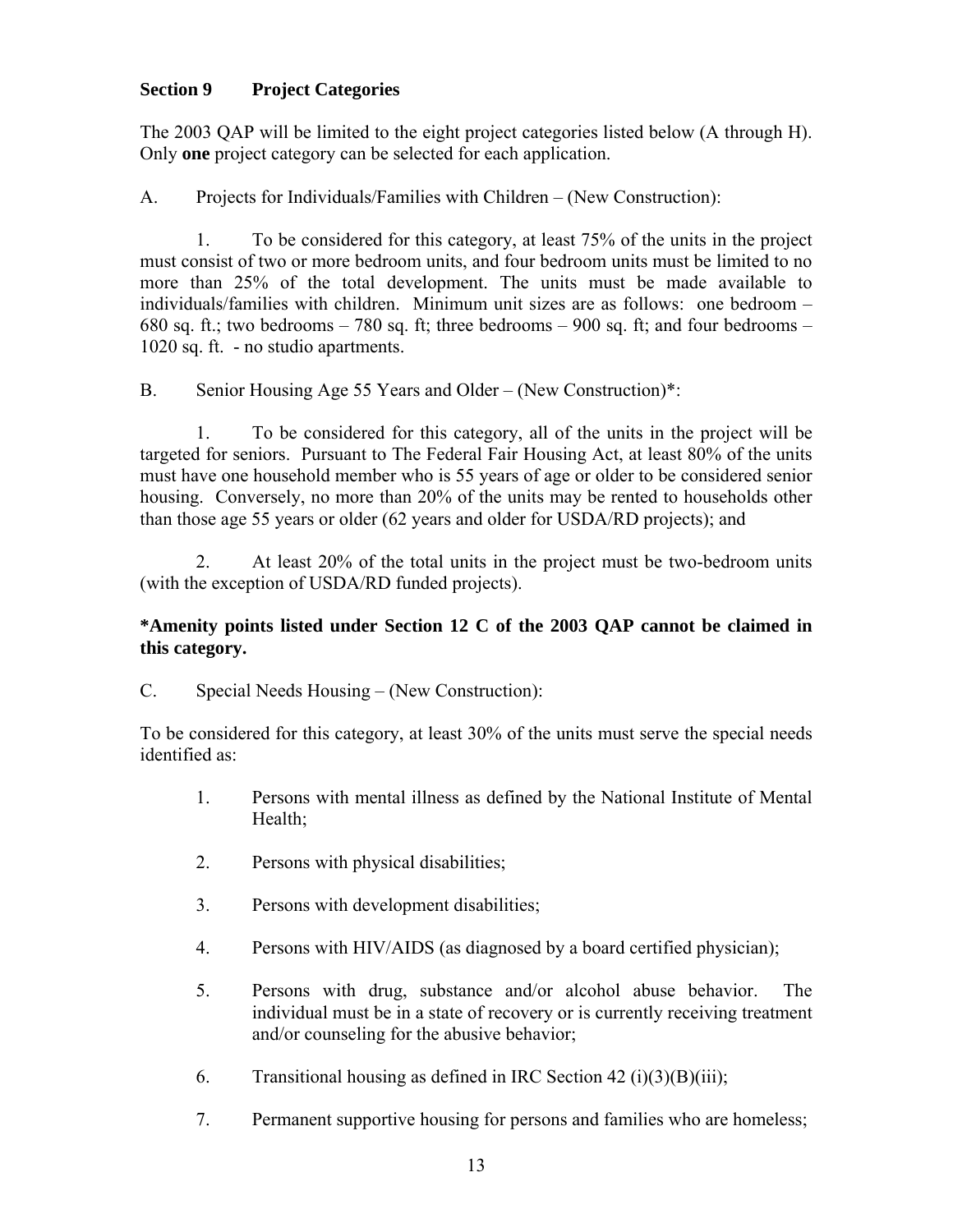## Section 9 Project Categories

The 2003 QAP will be limited to the eight project categories listed below (A through H). Only **one** project category can be selected for each application.

A. Projects for Individuals/Families with Children – (New Construction):

1. To be considered for this category, at least 75% of the units in the project must consist of two or more bedroom units, and four bedroom units must be limited to no more than 25% of the total development. The units must be made available to individuals/families with children. Minimum unit sizes are as follows: one bedroom – 680 sq. ft.; two bedrooms – 780 sq. ft; three bedrooms – 900 sq. ft; and four bedrooms – 1020 sq. ft. - no studio apartments.

B. Senior Housing Age 55 Years and Older – (New Construction)*:

1. To be considered for this category, all of the units in the project will be targeted for seniors. Pursuant to The Federal Fair Housing Act, at least 80% of the units must have one household member who is 55 years of age or older to be considered senior housing. Conversely, no more than 20% of the units may be rented to households other than those age 55 years or older (62 years and older for USDA/RD projects); and

2. At least 20% of the total units in the project must be two-bedroom units (with the exception of USDA/RD funded projects).

**\*Amenity points listed under Section 12 C of the 2003 QAP cannot be claimed in this category.**

C. Special Needs Housing – (New Construction):

To be considered for this category, at least 30% of the units must serve the special needs identified as:

1. Persons with mental illness as defined by the National Institute of Mental Health;
2. Persons with physical disabilities;
3. Persons with development disabilities;
4. Persons with HIV/AIDS (as diagnosed by a board certified physician);
5. Persons with drug, substance and/or alcohol abuse behavior. The individual must be in a state of recovery or is currently receiving treatment and/or counseling for the abusive behavior;
6. Transitional housing as defined in IRC Section 42 (i)(3)(B)(iii);
7. Permanent supportive housing for persons and families who are homeless;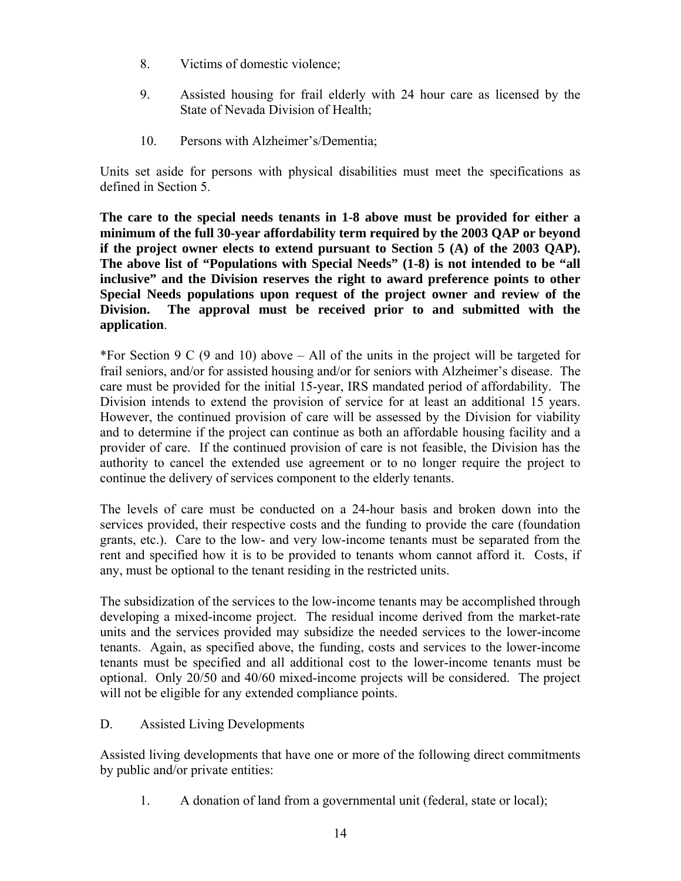8. Victims of domestic violence;

9. Assisted housing for frail elderly with 24 hour care as licensed by the State of Nevada Division of Health;

10. Persons with Alzheimer's/Dementia;

Units set aside for persons with physical disabilities must meet the specifications as defined in Section 5.

**The care to the special needs tenants in 1-8 above must be provided for either a minimum of the full 30-year affordability term required by the 2003 QAP or beyond if the project owner elects to extend pursuant to Section 5 (A) of the 2003 QAP). The above list of "Populations with Special Needs" (1-8) is not intended to be "all inclusive" and the Division reserves the right to award preference points to other Special Needs populations upon request of the project owner and review of the Division. The approval must be received prior to and submitted with the application**.

*For Section 9 C (9 and 10) above – All of the units in the project will be targeted for frail seniors, and/or for assisted housing and/or for seniors with Alzheimer's disease. The care must be provided for the initial 15-year, IRS mandated period of affordability. The Division intends to extend the provision of service for at least an additional 15 years. However, the continued provision of care will be assessed by the Division for viability and to determine if the project can continue as both an affordable housing facility and a provider of care. If the continued provision of care is not feasible, the Division has the authority to cancel the extended use agreement or to no longer require the project to continue the delivery of services component to the elderly tenants.

The levels of care must be conducted on a 24-hour basis and broken down into the services provided, their respective costs and the funding to provide the care (foundation grants, etc.). Care to the low- and very low-income tenants must be separated from the rent and specified how it is to be provided to tenants whom cannot afford it. Costs, if any, must be optional to the tenant residing in the restricted units.

The subsidization of the services to the low-income tenants may be accomplished through developing a mixed-income project. The residual income derived from the market-rate units and the services provided may subsidize the needed services to the lower-income tenants. Again, as specified above, the funding, costs and services to the lower-income tenants must be specified and all additional cost to the lower-income tenants must be optional. Only 20/50 and 40/60 mixed-income projects will be considered. The project will not be eligible for any extended compliance points.

D. Assisted Living Developments

Assisted living developments that have one or more of the following direct commitments by public and/or private entities:

1. A donation of land from a governmental unit (federal, state or local);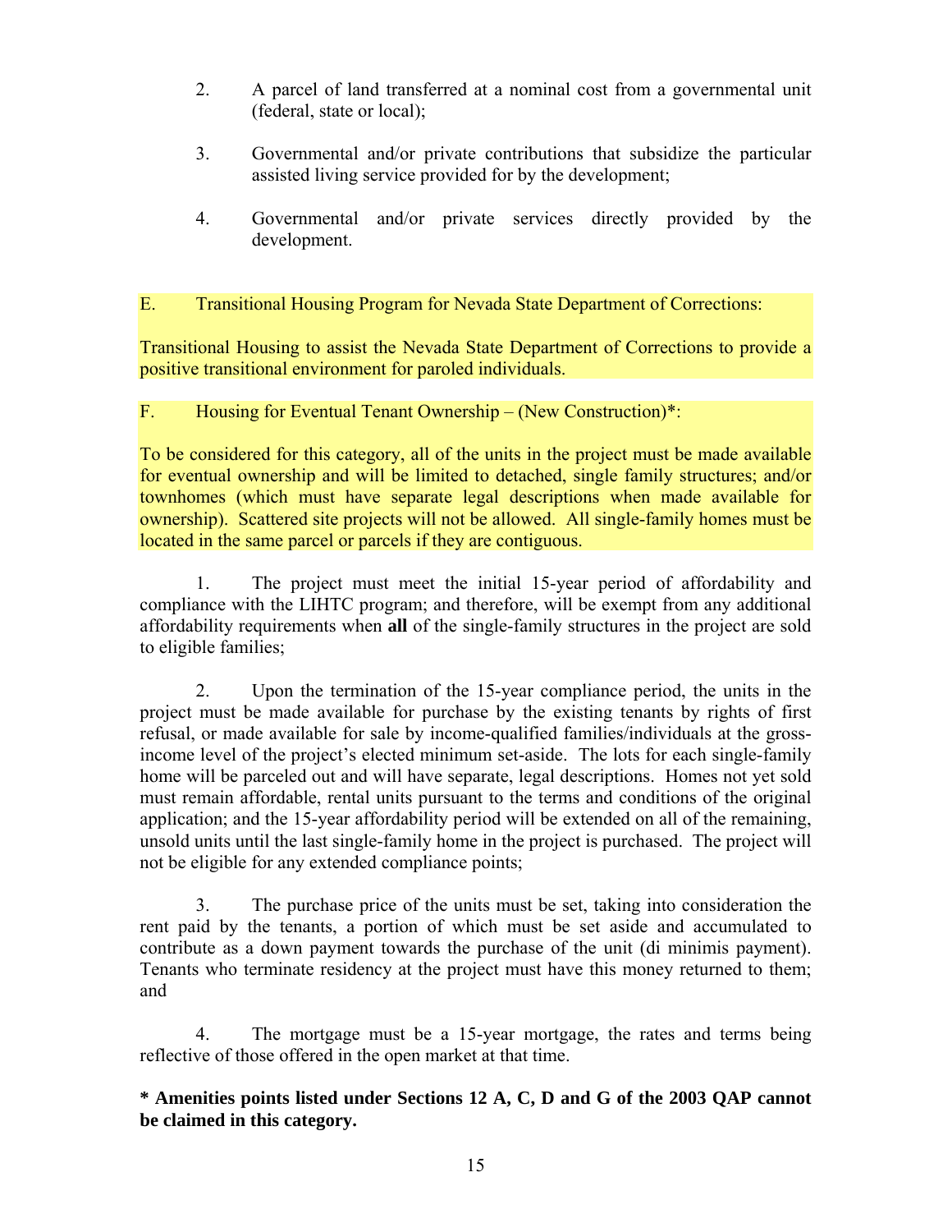2. A parcel of land transferred at a nominal cost from a governmental unit (federal, state or local);

3. Governmental and/or private contributions that subsidize the particular assisted living service provided for by the development;

4. Governmental and/or private services directly provided by the development.

E. Transitional Housing Program for Nevada State Department of Corrections:

Transitional Housing to assist the Nevada State Department of Corrections to provide a positive transitional environment for paroled individuals.

F. Housing for Eventual Tenant Ownership – (New Construction)*:

To be considered for this category, all of the units in the project must be made available for eventual ownership and will be limited to detached, single family structures; and/or townhomes (which must have separate legal descriptions when made available for ownership). Scattered site projects will not be allowed. All single-family homes must be located in the same parcel or parcels if they are contiguous.

1. The project must meet the initial 15-year period of affordability and compliance with the LIHTC program; and therefore, will be exempt from any additional affordability requirements when **all** of the single-family structures in the project are sold to eligible families;

2. Upon the termination of the 15-year compliance period, the units in the project must be made available for purchase by the existing tenants by rights of first refusal, or made available for sale by income-qualified families/individuals at the gross-income level of the project's elected minimum set-aside. The lots for each single-family home will be parceled out and will have separate, legal descriptions. Homes not yet sold must remain affordable, rental units pursuant to the terms and conditions of the original application; and the 15-year affordability period will be extended on all of the remaining, unsold units until the last single-family home in the project is purchased. The project will not be eligible for any extended compliance points;

3. The purchase price of the units must be set, taking into consideration the rent paid by the tenants, a portion of which must be set aside and accumulated to contribute as a down payment towards the purchase of the unit (di minimis payment). Tenants who terminate residency at the project must have this money returned to them; and

4. The mortgage must be a 15-year mortgage, the rates and terms being reflective of those offered in the open market at that time.

**\* Amenities points listed under Sections 12 A, C, D and G of the 2003 QAP cannot be claimed in this category.**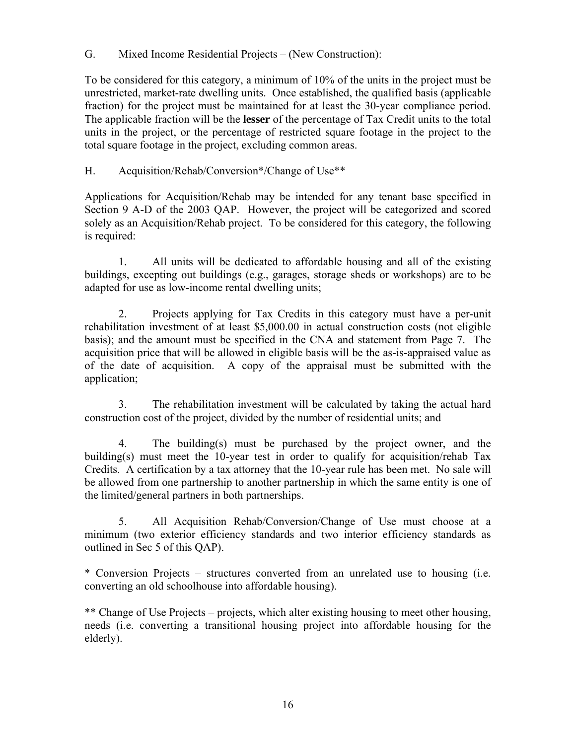G. Mixed Income Residential Projects – (New Construction):

To be considered for this category, a minimum of 10% of the units in the project must be unrestricted, market-rate dwelling units. Once established, the qualified basis (applicable fraction) for the project must be maintained for at least the 30-year compliance period. The applicable fraction will be the **lesser** of the percentage of Tax Credit units to the total units in the project, or the percentage of restricted square footage in the project to the total square footage in the project, excluding common areas.

H. Acquisition/Rehab/Conversion*/Change of Use**

Applications for Acquisition/Rehab may be intended for any tenant base specified in Section 9 A-D of the 2003 QAP. However, the project will be categorized and scored solely as an Acquisition/Rehab project. To be considered for this category, the following is required:

1. All units will be dedicated to affordable housing and all of the existing buildings, excepting out buildings (e.g., garages, storage sheds or workshops) are to be adapted for use as low-income rental dwelling units;

2. Projects applying for Tax Credits in this category must have a per-unit rehabilitation investment of at least $5,000.00 in actual construction costs (not eligible basis); and the amount must be specified in the CNA and statement from Page 7. The acquisition price that will be allowed in eligible basis will be the as-is-appraised value as of the date of acquisition. A copy of the appraisal must be submitted with the application;

3. The rehabilitation investment will be calculated by taking the actual hard construction cost of the project, divided by the number of residential units; and

4. The building(s) must be purchased by the project owner, and the building(s) must meet the 10-year test in order to qualify for acquisition/rehab Tax Credits. A certification by a tax attorney that the 10-year rule has been met. No sale will be allowed from one partnership to another partnership in which the same entity is one of the limited/general partners in both partnerships.

5. All Acquisition Rehab/Conversion/Change of Use must choose at a minimum (two exterior efficiency standards and two interior efficiency standards as outlined in Sec 5 of this QAP).

* Conversion Projects – structures converted from an unrelated use to housing (i.e. converting an old schoolhouse into affordable housing).

** Change of Use Projects – projects, which alter existing housing to meet other housing, needs (i.e. converting a transitional housing project into affordable housing for the elderly).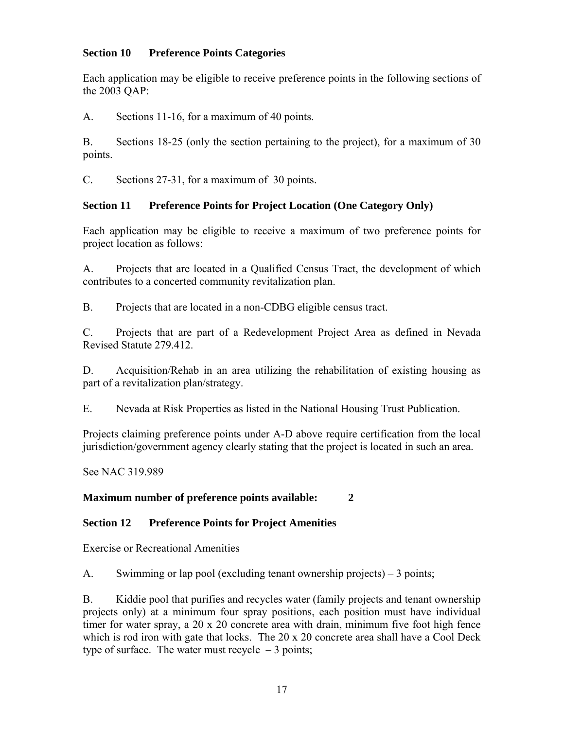## Section 10 Preference Points Categories

Each application may be eligible to receive preference points in the following sections of the 2003 QAP:

A. Sections 11-16, for a maximum of 40 points.

B. Sections 18-25 (only the section pertaining to the project), for a maximum of 30 points.

C. Sections 27-31, for a maximum of 30 points.

## Section 11 Preference Points for Project Location (One Category Only)

Each application may be eligible to receive a maximum of two preference points for project location as follows:

A. Projects that are located in a Qualified Census Tract, the development of which contributes to a concerted community revitalization plan.

B. Projects that are located in a non-CDBG eligible census tract.

C. Projects that are part of a Redevelopment Project Area as defined in Nevada Revised Statute 279.412.

D. Acquisition/Rehab in an area utilizing the rehabilitation of existing housing as part of a revitalization plan/strategy.

E. Nevada at Risk Properties as listed in the National Housing Trust Publication.

Projects claiming preference points under A-D above require certification from the local jurisdiction/government agency clearly stating that the project is located in such an area.

See NAC 319.989

**Maximum number of preference points available: 2**

## Section 12 Preference Points for Project Amenities

Exercise or Recreational Amenities

A. Swimming or lap pool (excluding tenant ownership projects) – 3 points;

B. Kiddie pool that purifies and recycles water (family projects and tenant ownership projects only) at a minimum four spray positions, each position must have individual timer for water spray, a 20 x 20 concrete area with drain, minimum five foot high fence which is rod iron with gate that locks. The 20 x 20 concrete area shall have a Cool Deck type of surface. The water must recycle – 3 points;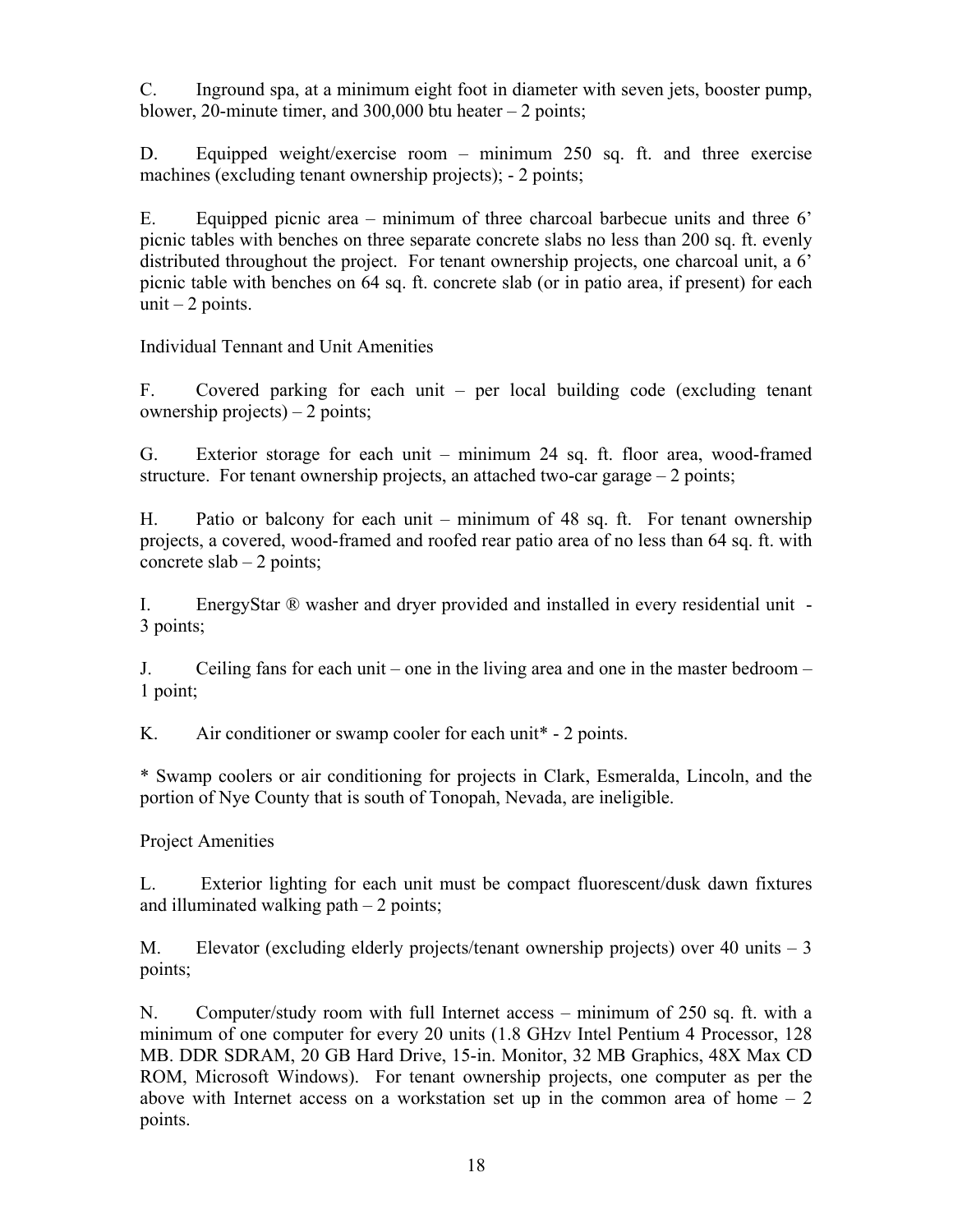C. Inground spa, at a minimum eight foot in diameter with seven jets, booster pump, blower, 20-minute timer, and 300,000 btu heater – 2 points;

D. Equipped weight/exercise room – minimum 250 sq. ft. and three exercise machines (excluding tenant ownership projects); - 2 points;

E. Equipped picnic area – minimum of three charcoal barbecue units and three 6' picnic tables with benches on three separate concrete slabs no less than 200 sq. ft. evenly distributed throughout the project. For tenant ownership projects, one charcoal unit, a 6' picnic table with benches on 64 sq. ft. concrete slab (or in patio area, if present) for each unit – 2 points.

Individual Tennant and Unit Amenities

F. Covered parking for each unit – per local building code (excluding tenant ownership projects) – 2 points;

G. Exterior storage for each unit – minimum 24 sq. ft. floor area, wood-framed structure. For tenant ownership projects, an attached two-car garage – 2 points;

H. Patio or balcony for each unit – minimum of 48 sq. ft. For tenant ownership projects, a covered, wood-framed and roofed rear patio area of no less than 64 sq. ft. with concrete slab – 2 points;

I. EnergyStar ® washer and dryer provided and installed in every residential unit - 3 points;

J. Ceiling fans for each unit – one in the living area and one in the master bedroom – 1 point;

K. Air conditioner or swamp cooler for each unit* - 2 points.

* Swamp coolers or air conditioning for projects in Clark, Esmeralda, Lincoln, and the portion of Nye County that is south of Tonopah, Nevada, are ineligible.

Project Amenities

L. Exterior lighting for each unit must be compact fluorescent/dusk dawn fixtures and illuminated walking path – 2 points;

M. Elevator (excluding elderly projects/tenant ownership projects) over 40 units – 3 points;

N. Computer/study room with full Internet access – minimum of 250 sq. ft. with a minimum of one computer for every 20 units (1.8 GHzv Intel Pentium 4 Processor, 128 MB. DDR SDRAM, 20 GB Hard Drive, 15-in. Monitor, 32 MB Graphics, 48X Max CD ROM, Microsoft Windows). For tenant ownership projects, one computer as per the above with Internet access on a workstation set up in the common area of home – 2 points.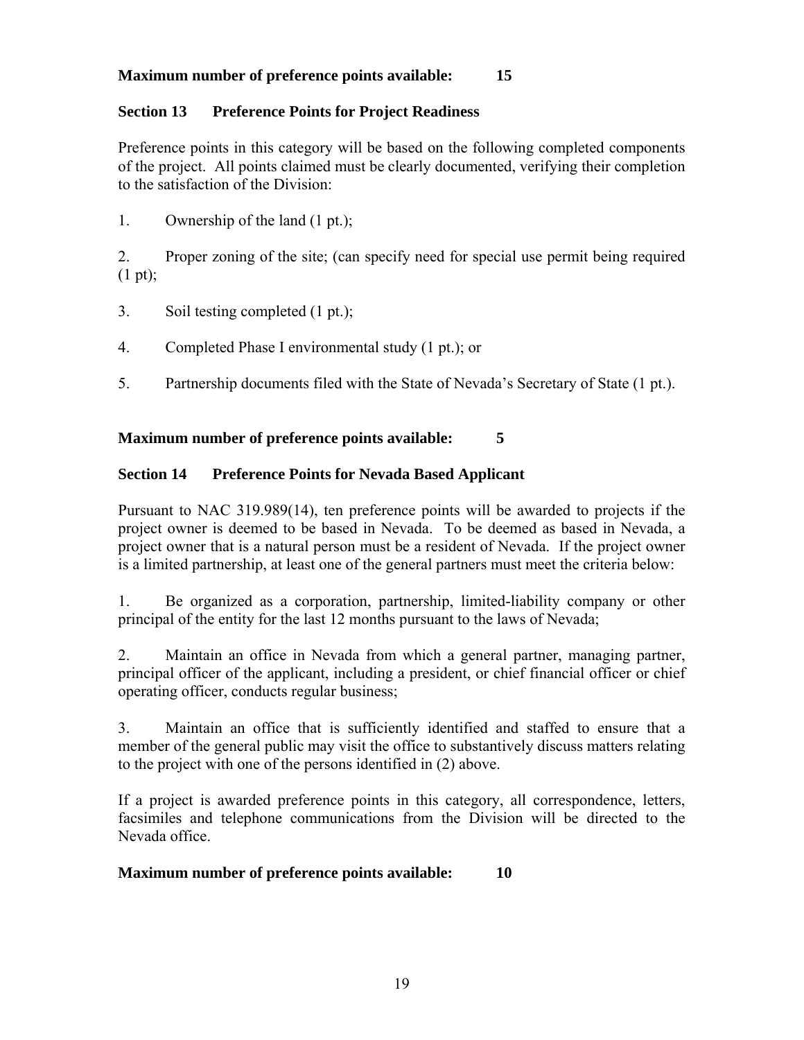**Maximum number of preference points available: 15**

## Section 13 Preference Points for Project Readiness

Preference points in this category will be based on the following completed components of the project. All points claimed must be clearly documented, verifying their completion to the satisfaction of the Division:

1. Ownership of the land (1 pt.);

2. Proper zoning of the site; (can specify need for special use permit being required (1 pt);

3. Soil testing completed (1 pt.);

4. Completed Phase I environmental study (1 pt.); or

5. Partnership documents filed with the State of Nevada's Secretary of State (1 pt.).

**Maximum number of preference points available: 5**

## Section 14 Preference Points for Nevada Based Applicant

Pursuant to NAC 319.989(14), ten preference points will be awarded to projects if the project owner is deemed to be based in Nevada. To be deemed as based in Nevada, a project owner that is a natural person must be a resident of Nevada. If the project owner is a limited partnership, at least one of the general partners must meet the criteria below:

1. Be organized as a corporation, partnership, limited-liability company or other principal of the entity for the last 12 months pursuant to the laws of Nevada;

2. Maintain an office in Nevada from which a general partner, managing partner, principal officer of the applicant, including a president, or chief financial officer or chief operating officer, conducts regular business;

3. Maintain an office that is sufficiently identified and staffed to ensure that a member of the general public may visit the office to substantively discuss matters relating to the project with one of the persons identified in (2) above.

If a project is awarded preference points in this category, all correspondence, letters, facsimiles and telephone communications from the Division will be directed to the Nevada office.

**Maximum number of preference points available: 10**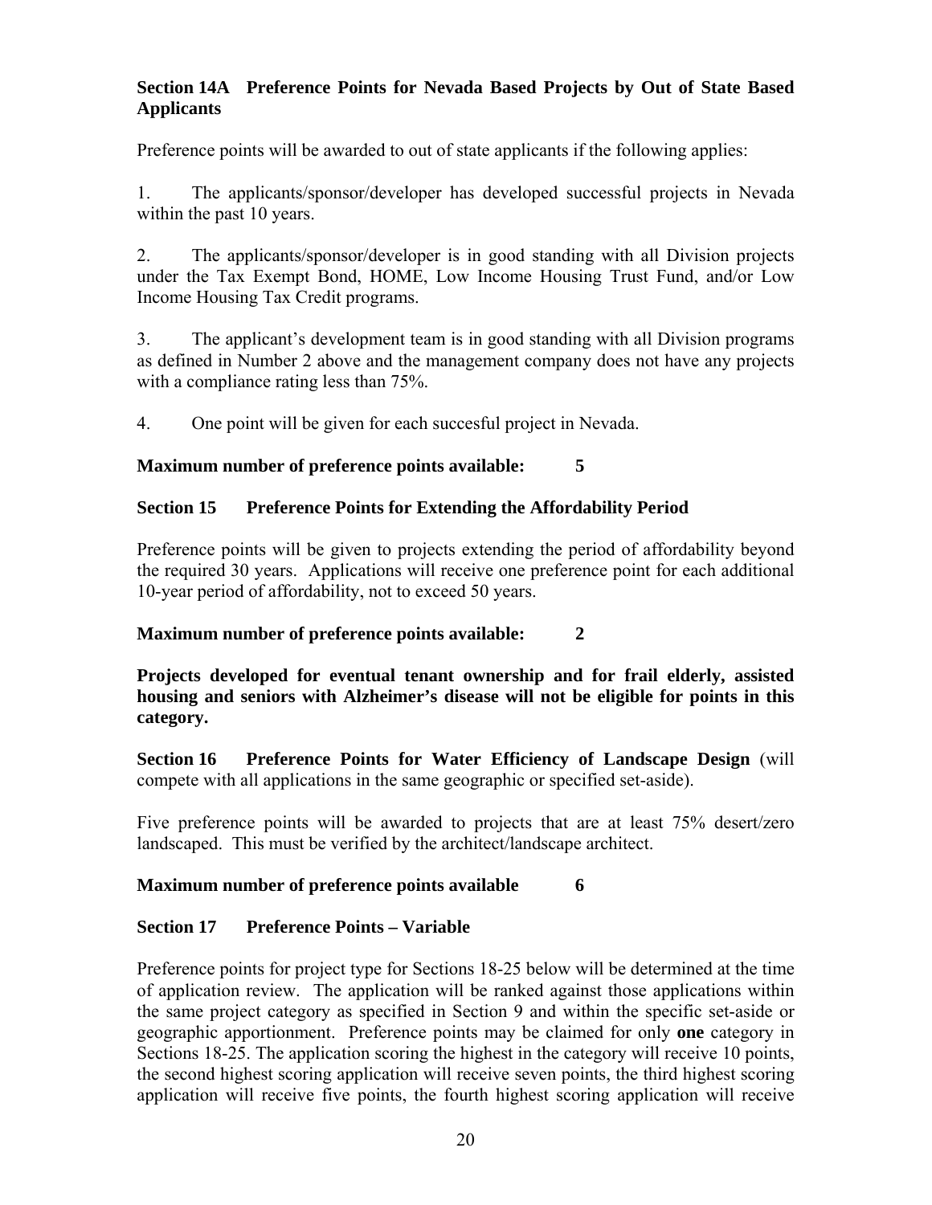**Section 14A Preference Points for Nevada Based Projects by Out of State Based Applicants**

Preference points will be awarded to out of state applicants if the following applies:

1. The applicants/sponsor/developer has developed successful projects in Nevada within the past 10 years.

2. The applicants/sponsor/developer is in good standing with all Division projects under the Tax Exempt Bond, HOME, Low Income Housing Trust Fund, and/or Low Income Housing Tax Credit programs.

3. The applicant's development team is in good standing with all Division programs as defined in Number 2 above and the management company does not have any projects with a compliance rating less than 75%.

4. One point will be given for each succesful project in Nevada.

**Maximum number of preference points available: 5**

**Section 15 Preference Points for Extending the Affordability Period**

Preference points will be given to projects extending the period of affordability beyond the required 30 years. Applications will receive one preference point for each additional 10-year period of affordability, not to exceed 50 years.

**Maximum number of preference points available: 2**

**Projects developed for eventual tenant ownership and for frail elderly, assisted housing and seniors with Alzheimer's disease will not be eligible for points in this category.**

**Section 16 Preference Points for Water Efficiency of Landscape Design** (will compete with all applications in the same geographic or specified set-aside).

Five preference points will be awarded to projects that are at least 75% desert/zero landscaped. This must be verified by the architect/landscape architect.

**Maximum number of preference points available 6**

**Section 17 Preference Points – Variable**

Preference points for project type for Sections 18-25 below will be determined at the time of application review. The application will be ranked against those applications within the same project category as specified in Section 9 and within the specific set-aside or geographic apportionment. Preference points may be claimed for only **one** category in Sections 18-25. The application scoring the highest in the category will receive 10 points, the second highest scoring application will receive seven points, the third highest scoring application will receive five points, the fourth highest scoring application will receive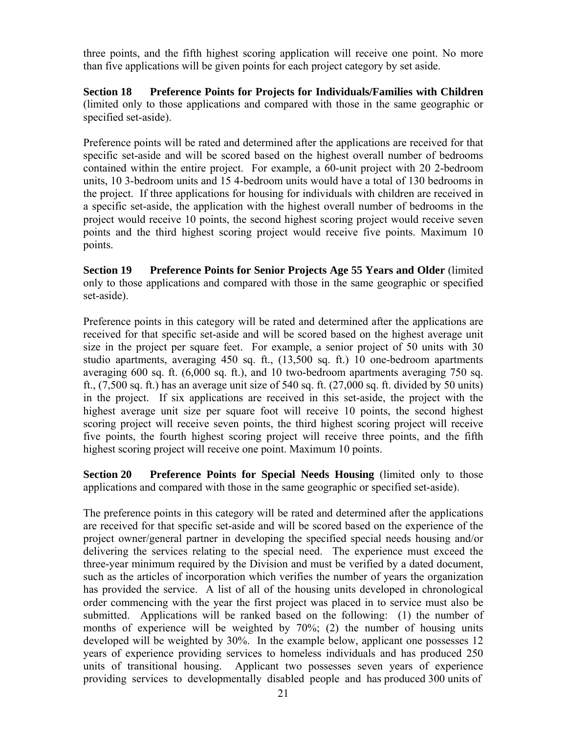three points, and the fifth highest scoring application will receive one point. No more than five applications will be given points for each project category by set aside.

**Section 18 Preference Points for Projects for Individuals/Families with Children** (limited only to those applications and compared with those in the same geographic or specified set-aside).

Preference points will be rated and determined after the applications are received for that specific set-aside and will be scored based on the highest overall number of bedrooms contained within the entire project. For example, a 60-unit project with 20 2-bedroom units, 10 3-bedroom units and 15 4-bedroom units would have a total of 130 bedrooms in the project. If three applications for housing for individuals with children are received in a specific set-aside, the application with the highest overall number of bedrooms in the project would receive 10 points, the second highest scoring project would receive seven points and the third highest scoring project would receive five points. Maximum 10 points.

**Section 19 Preference Points for Senior Projects Age 55 Years and Older** (limited only to those applications and compared with those in the same geographic or specified set-aside).

Preference points in this category will be rated and determined after the applications are received for that specific set-aside and will be scored based on the highest average unit size in the project per square feet. For example, a senior project of 50 units with 30 studio apartments, averaging 450 sq. ft., (13,500 sq. ft.) 10 one-bedroom apartments averaging 600 sq. ft. (6,000 sq. ft.), and 10 two-bedroom apartments averaging 750 sq. ft., (7,500 sq. ft.) has an average unit size of 540 sq. ft. (27,000 sq. ft. divided by 50 units) in the project. If six applications are received in this set-aside, the project with the highest average unit size per square foot will receive 10 points, the second highest scoring project will receive seven points, the third highest scoring project will receive five points, the fourth highest scoring project will receive three points, and the fifth highest scoring project will receive one point. Maximum 10 points.

**Section 20 Preference Points for Special Needs Housing** (limited only to those applications and compared with those in the same geographic or specified set-aside).

The preference points in this category will be rated and determined after the applications are received for that specific set-aside and will be scored based on the experience of the project owner/general partner in developing the specified special needs housing and/or delivering the services relating to the special need. The experience must exceed the three-year minimum required by the Division and must be verified by a dated document, such as the articles of incorporation which verifies the number of years the organization has provided the service. A list of all of the housing units developed in chronological order commencing with the year the first project was placed in to service must also be submitted. Applications will be ranked based on the following: (1) the number of months of experience will be weighted by 70%; (2) the number of housing units developed will be weighted by 30%. In the example below, applicant one possesses 12 years of experience providing services to homeless individuals and has produced 250 units of transitional housing. Applicant two possesses seven years of experience providing services to developmentally disabled people and has produced 300 units of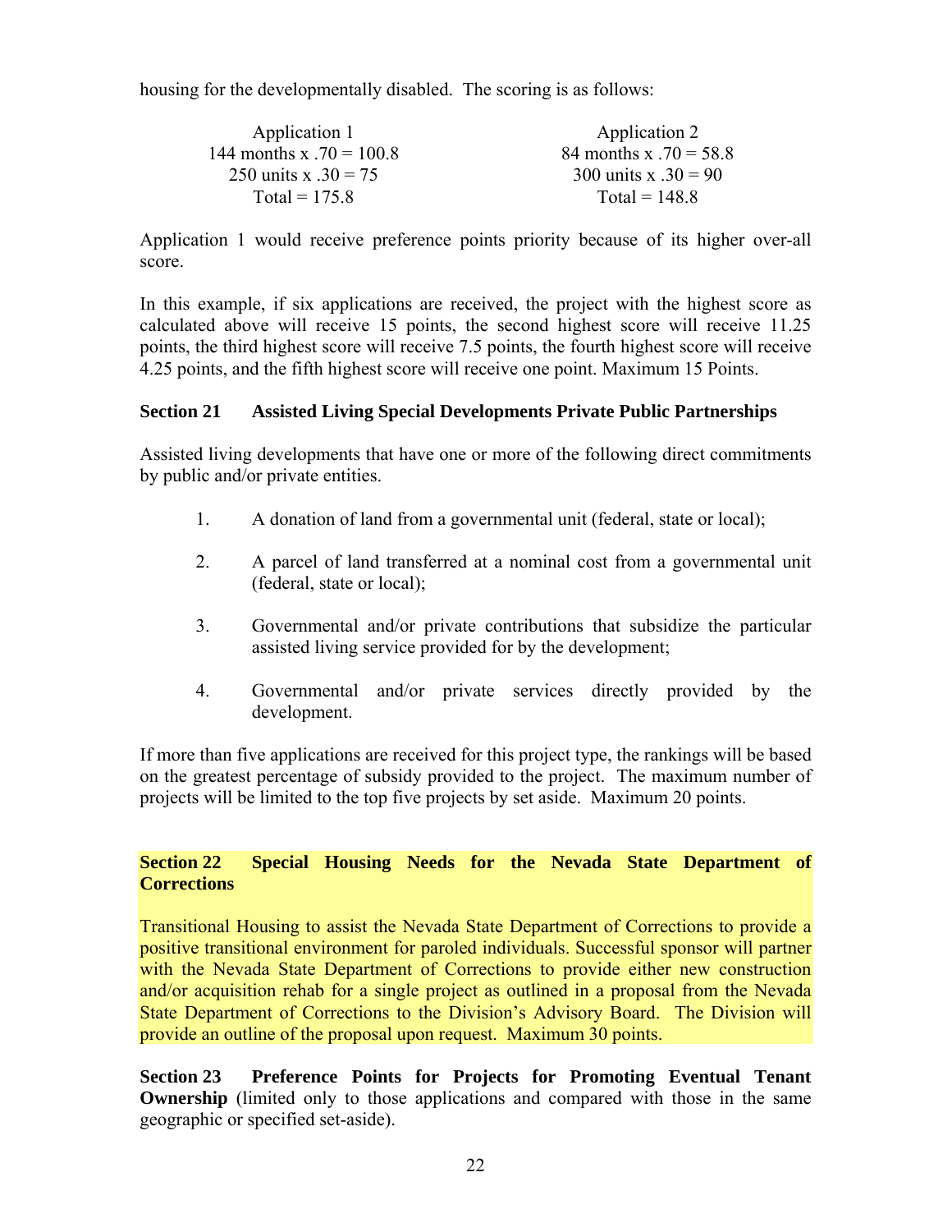housing for the developmentally disabled. The scoring is as follows:

| Application 1 | Application 2 |
|---|---|
| 144 months x .70 = 100.8 | 84 months x .70 = 58.8 |
| 250 units x .30 = 75 | 300 units x .30 = 90 |
| Total = 175.8 | Total = 148.8 |

Application 1 would receive preference points priority because of its higher over-all score.

In this example, if six applications are received, the project with the highest score as calculated above will receive 15 points, the second highest score will receive 11.25 points, the third highest score will receive 7.5 points, the fourth highest score will receive 4.25 points, and the fifth highest score will receive one point. Maximum 15 Points.

**Section 21 Assisted Living Special Developments Private Public Partnerships**

Assisted living developments that have one or more of the following direct commitments by public and/or private entities.

1. A donation of land from a governmental unit (federal, state or local);

2. A parcel of land transferred at a nominal cost from a governmental unit (federal, state or local);

3. Governmental and/or private contributions that subsidize the particular assisted living service provided for by the development;

4. Governmental and/or private services directly provided by the development.

If more than five applications are received for this project type, the rankings will be based on the greatest percentage of subsidy provided to the project. The maximum number of projects will be limited to the top five projects by set aside. Maximum 20 points.

**Section 22 Special Housing Needs for the Nevada State Department of Corrections**

Transitional Housing to assist the Nevada State Department of Corrections to provide a positive transitional environment for paroled individuals. Successful sponsor will partner with the Nevada State Department of Corrections to provide either new construction and/or acquisition rehab for a single project as outlined in a proposal from the Nevada State Department of Corrections to the Division's Advisory Board. The Division will provide an outline of the proposal upon request. Maximum 30 points.

**Section 23 Preference Points for Projects for Promoting Eventual Tenant Ownership** (limited only to those applications and compared with those in the same geographic or specified set-aside).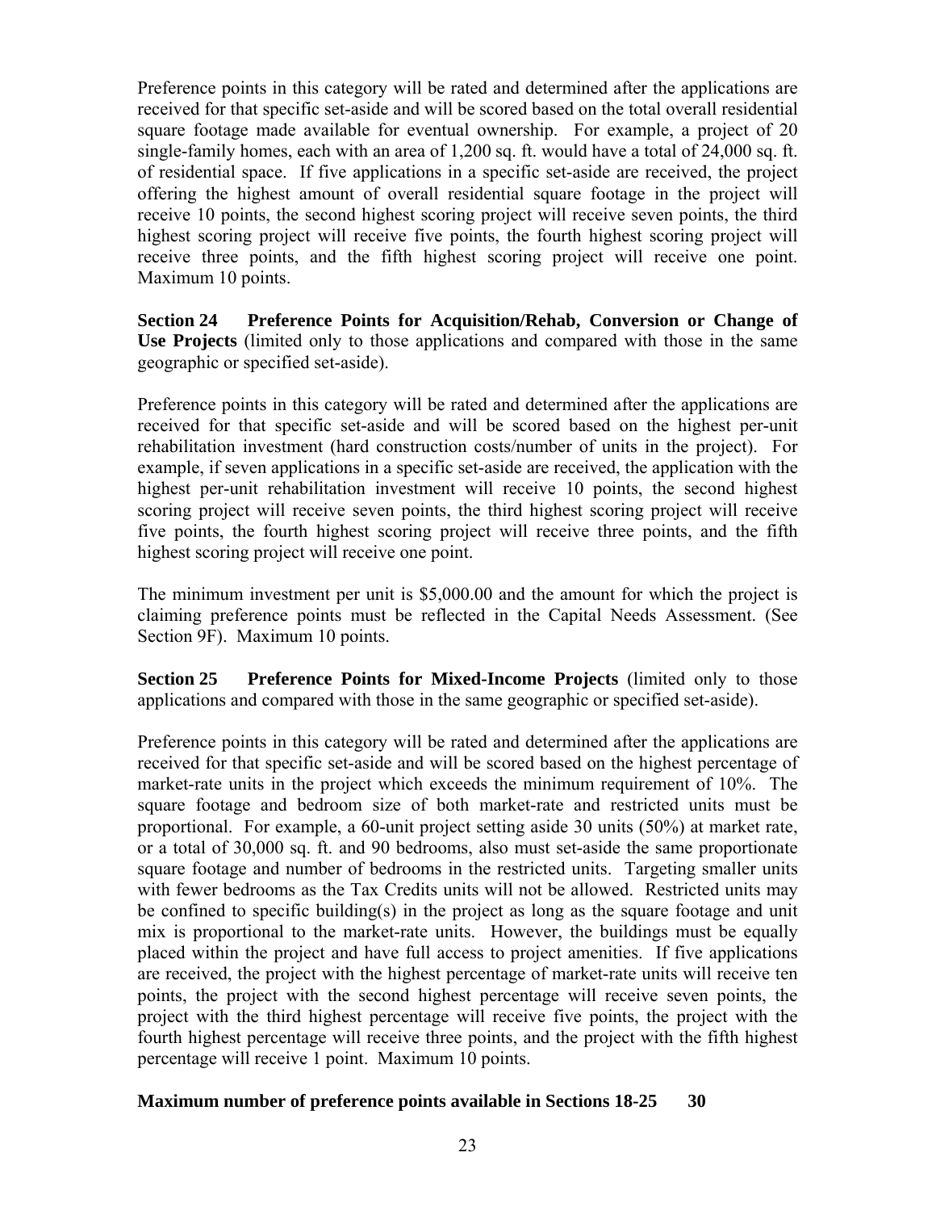Preference points in this category will be rated and determined after the applications are received for that specific set-aside and will be scored based on the total overall residential square footage made available for eventual ownership. For example, a project of 20 single-family homes, each with an area of 1,200 sq. ft. would have a total of 24,000 sq. ft. of residential space. If five applications in a specific set-aside are received, the project offering the highest amount of overall residential square footage in the project will receive 10 points, the second highest scoring project will receive seven points, the third highest scoring project will receive five points, the fourth highest scoring project will receive three points, and the fifth highest scoring project will receive one point. Maximum 10 points.

**Section 24 Preference Points for Acquisition/Rehab, Conversion or Change of Use Projects** (limited only to those applications and compared with those in the same geographic or specified set-aside).

Preference points in this category will be rated and determined after the applications are received for that specific set-aside and will be scored based on the highest per-unit rehabilitation investment (hard construction costs/number of units in the project). For example, if seven applications in a specific set-aside are received, the application with the highest per-unit rehabilitation investment will receive 10 points, the second highest scoring project will receive seven points, the third highest scoring project will receive five points, the fourth highest scoring project will receive three points, and the fifth highest scoring project will receive one point.

The minimum investment per unit is $5,000.00 and the amount for which the project is claiming preference points must be reflected in the Capital Needs Assessment. (See Section 9F). Maximum 10 points.

**Section 25 Preference Points for Mixed-Income Projects** (limited only to those applications and compared with those in the same geographic or specified set-aside).

Preference points in this category will be rated and determined after the applications are received for that specific set-aside and will be scored based on the highest percentage of market-rate units in the project which exceeds the minimum requirement of 10%. The square footage and bedroom size of both market-rate and restricted units must be proportional. For example, a 60-unit project setting aside 30 units (50%) at market rate, or a total of 30,000 sq. ft. and 90 bedrooms, also must set-aside the same proportionate square footage and number of bedrooms in the restricted units. Targeting smaller units with fewer bedrooms as the Tax Credits units will not be allowed. Restricted units may be confined to specific building(s) in the project as long as the square footage and unit mix is proportional to the market-rate units. However, the buildings must be equally placed within the project and have full access to project amenities. If five applications are received, the project with the highest percentage of market-rate units will receive ten points, the project with the second highest percentage will receive seven points, the project with the third highest percentage will receive five points, the project with the fourth highest percentage will receive three points, and the project with the fifth highest percentage will receive 1 point. Maximum 10 points.

**Maximum number of preference points available in Sections 18-25 30**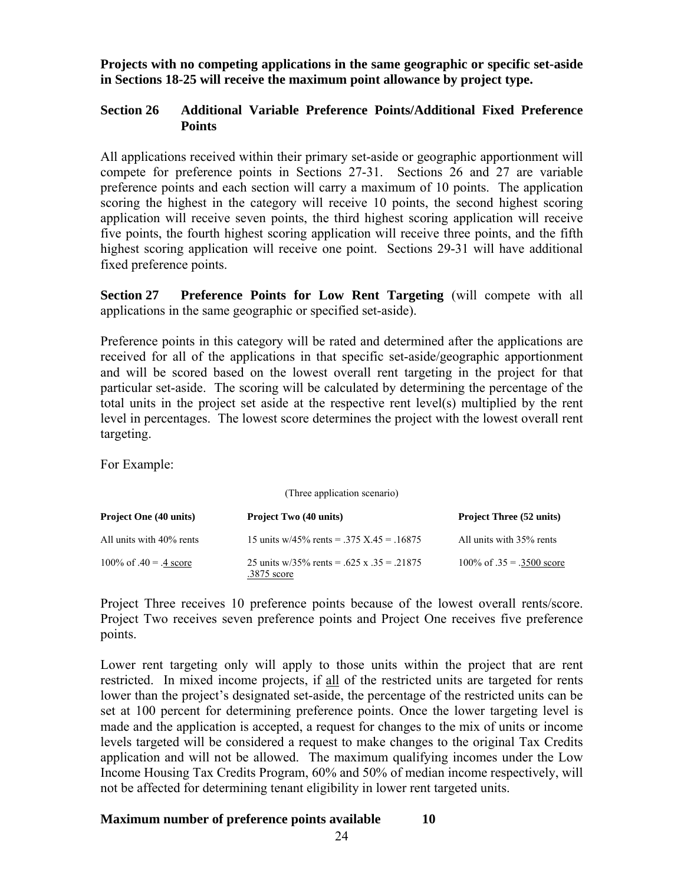**Projects with no competing applications in the same geographic or specific set-aside in Sections 18-25 will receive the maximum point allowance by project type.**

## Section 26 Additional Variable Preference Points/Additional Fixed Preference Points

All applications received within their primary set-aside or geographic apportionment will compete for preference points in Sections 27-31. Sections 26 and 27 are variable preference points and each section will carry a maximum of 10 points. The application scoring the highest in the category will receive 10 points, the second highest scoring application will receive seven points, the third highest scoring application will receive five points, the fourth highest scoring application will receive three points, and the fifth highest scoring application will receive one point. Sections 29-31 will have additional fixed preference points.

**Section 27 Preference Points for Low Rent Targeting** (will compete with all applications in the same geographic or specified set-aside).

Preference points in this category will be rated and determined after the applications are received for all of the applications in that specific set-aside/geographic apportionment and will be scored based on the lowest overall rent targeting in the project for that particular set-aside. The scoring will be calculated by determining the percentage of the total units in the project set aside at the respective rent level(s) multiplied by the rent level in percentages. The lowest score determines the project with the lowest overall rent targeting.

For Example:

(Three application scenario)

| **Project One (40 units)** | **Project Two (40 units)** | **Project Three (52 units)** |
|---|---|---|
| All units with 40% rents | 15 units w/45% rents = .375 X.45 = .16875 | All units with 35% rents |
| 100% of .40 = .4 score | 25 units w/35% rents = .625 x .35 = .21875<br>.3875 score | 100% of .35 = .3500 score |

Project Three receives 10 preference points because of the lowest overall rents/score. Project Two receives seven preference points and Project One receives five preference points.

Lower rent targeting only will apply to those units within the project that are rent restricted. In mixed income projects, if all of the restricted units are targeted for rents lower than the project's designated set-aside, the percentage of the restricted units can be set at 100 percent for determining preference points. Once the lower targeting level is made and the application is accepted, a request for changes to the mix of units or income levels targeted will be considered a request to make changes to the original Tax Credits application and will not be allowed. The maximum qualifying incomes under the Low Income Housing Tax Credits Program, 60% and 50% of median income respectively, will not be affected for determining tenant eligibility in lower rent targeted units.

**Maximum number of preference points available 10**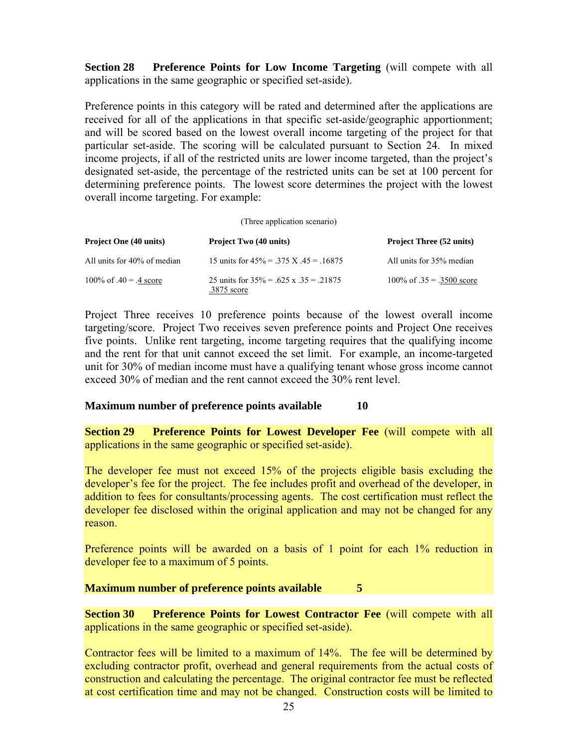**Section 28 Preference Points for Low Income Targeting** (will compete with all applications in the same geographic or specified set-aside).

Preference points in this category will be rated and determined after the applications are received for all of the applications in that specific set-aside/geographic apportionment; and will be scored based on the lowest overall income targeting of the project for that particular set-aside. The scoring will be calculated pursuant to Section 24. In mixed income projects, if all of the restricted units are lower income targeted, than the project's designated set-aside, the percentage of the restricted units can be set at 100 percent for determining preference points. The lowest score determines the project with the lowest overall income targeting. For example:

(Three application scenario)

| **Project One (40 units)** | **Project Two (40 units)** | **Project Three (52 units)** |
|---|---|---|
| All units for 40% of median | 15 units for 45% = .375 X .45 = .16875 | All units for 35% median |
| 100% of .40 = .4 score | 25 units for 35% = .625 x .35 = .21875 .3875 score | 100% of .35 = .3500 score |

Project Three receives 10 preference points because of the lowest overall income targeting/score. Project Two receives seven preference points and Project One receives five points. Unlike rent targeting, income targeting requires that the qualifying income and the rent for that unit cannot exceed the set limit. For example, an income-targeted unit for 30% of median income must have a qualifying tenant whose gross income cannot exceed 30% of median and the rent cannot exceed the 30% rent level.

**Maximum number of preference points available 10**

**Section 29 Preference Points for Lowest Developer Fee** (will compete with all applications in the same geographic or specified set-aside).

The developer fee must not exceed 15% of the projects eligible basis excluding the developer's fee for the project. The fee includes profit and overhead of the developer, in addition to fees for consultants/processing agents. The cost certification must reflect the developer fee disclosed within the original application and may not be changed for any reason.

Preference points will be awarded on a basis of 1 point for each 1% reduction in developer fee to a maximum of 5 points.

**Maximum number of preference points available 5**

**Section 30 Preference Points for Lowest Contractor Fee** (will compete with all applications in the same geographic or specified set-aside).

Contractor fees will be limited to a maximum of 14%. The fee will be determined by excluding contractor profit, overhead and general requirements from the actual costs of construction and calculating the percentage. The original contractor fee must be reflected at cost certification time and may not be changed. Construction costs will be limited to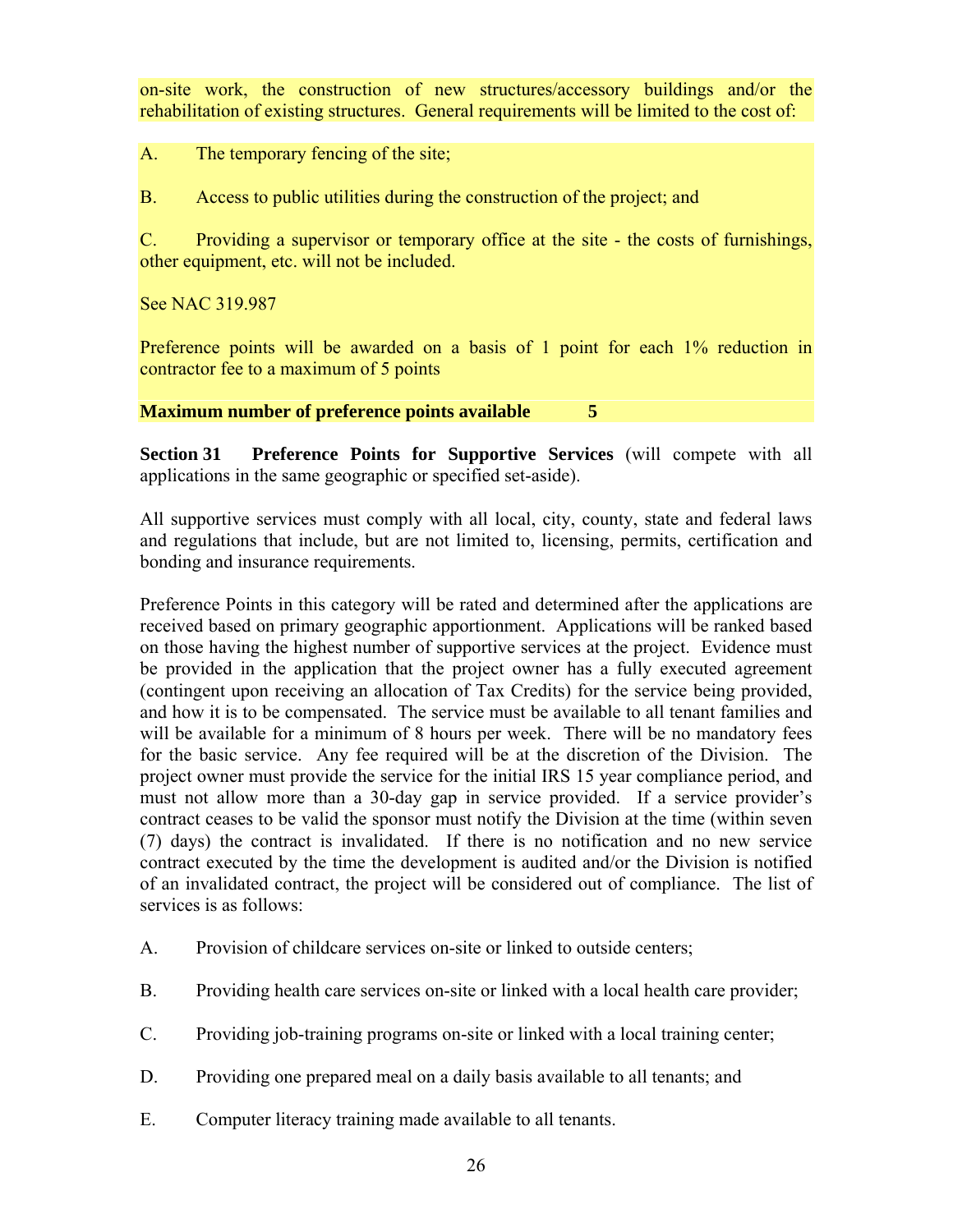on-site work, the construction of new structures/accessory buildings and/or the rehabilitation of existing structures. General requirements will be limited to the cost of:

A. The temporary fencing of the site;

B. Access to public utilities during the construction of the project; and

C. Providing a supervisor or temporary office at the site - the costs of furnishings, other equipment, etc. will not be included.

See NAC 319.987

Preference points will be awarded on a basis of 1 point for each 1% reduction in contractor fee to a maximum of 5 points

**Maximum number of preference points available 5**

**Section 31 Preference Points for Supportive Services** (will compete with all applications in the same geographic or specified set-aside).

All supportive services must comply with all local, city, county, state and federal laws and regulations that include, but are not limited to, licensing, permits, certification and bonding and insurance requirements.

Preference Points in this category will be rated and determined after the applications are received based on primary geographic apportionment. Applications will be ranked based on those having the highest number of supportive services at the project. Evidence must be provided in the application that the project owner has a fully executed agreement (contingent upon receiving an allocation of Tax Credits) for the service being provided, and how it is to be compensated. The service must be available to all tenant families and will be available for a minimum of 8 hours per week. There will be no mandatory fees for the basic service. Any fee required will be at the discretion of the Division. The project owner must provide the service for the initial IRS 15 year compliance period, and must not allow more than a 30-day gap in service provided. If a service provider's contract ceases to be valid the sponsor must notify the Division at the time (within seven (7) days) the contract is invalidated. If there is no notification and no new service contract executed by the time the development is audited and/or the Division is notified of an invalidated contract, the project will be considered out of compliance. The list of services is as follows:

A. Provision of childcare services on-site or linked to outside centers;

B. Providing health care services on-site or linked with a local health care provider;

C. Providing job-training programs on-site or linked with a local training center;

D. Providing one prepared meal on a daily basis available to all tenants; and

E. Computer literacy training made available to all tenants.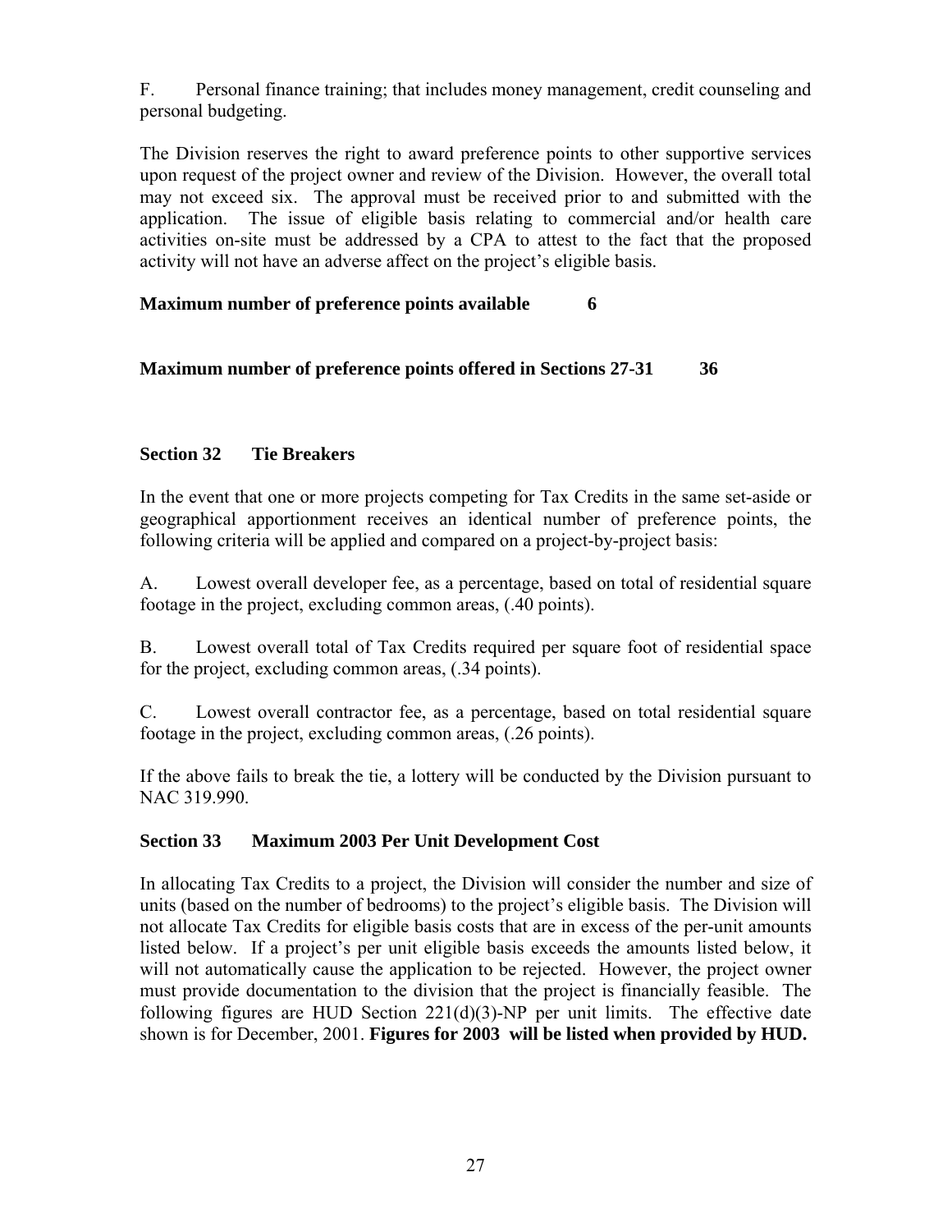F. Personal finance training; that includes money management, credit counseling and personal budgeting.

The Division reserves the right to award preference points to other supportive services upon request of the project owner and review of the Division. However, the overall total may not exceed six. The approval must be received prior to and submitted with the application. The issue of eligible basis relating to commercial and/or health care activities on-site must be addressed by a CPA to attest to the fact that the proposed activity will not have an adverse affect on the project's eligible basis.

**Maximum number of preference points available 6**

**Maximum number of preference points offered in Sections 27-31 36**

### Section 32 Tie Breakers

In the event that one or more projects competing for Tax Credits in the same set-aside or geographical apportionment receives an identical number of preference points, the following criteria will be applied and compared on a project-by-project basis:

A. Lowest overall developer fee, as a percentage, based on total of residential square footage in the project, excluding common areas, (.40 points).

B. Lowest overall total of Tax Credits required per square foot of residential space for the project, excluding common areas, (.34 points).

C. Lowest overall contractor fee, as a percentage, based on total residential square footage in the project, excluding common areas, (.26 points).

If the above fails to break the tie, a lottery will be conducted by the Division pursuant to NAC 319.990.

### Section 33 Maximum 2003 Per Unit Development Cost

In allocating Tax Credits to a project, the Division will consider the number and size of units (based on the number of bedrooms) to the project's eligible basis. The Division will not allocate Tax Credits for eligible basis costs that are in excess of the per-unit amounts listed below. If a project's per unit eligible basis exceeds the amounts listed below, it will not automatically cause the application to be rejected. However, the project owner must provide documentation to the division that the project is financially feasible. The following figures are HUD Section 221(d)(3)-NP per unit limits. The effective date shown is for December, 2001. **Figures for 2003 will be listed when provided by HUD.**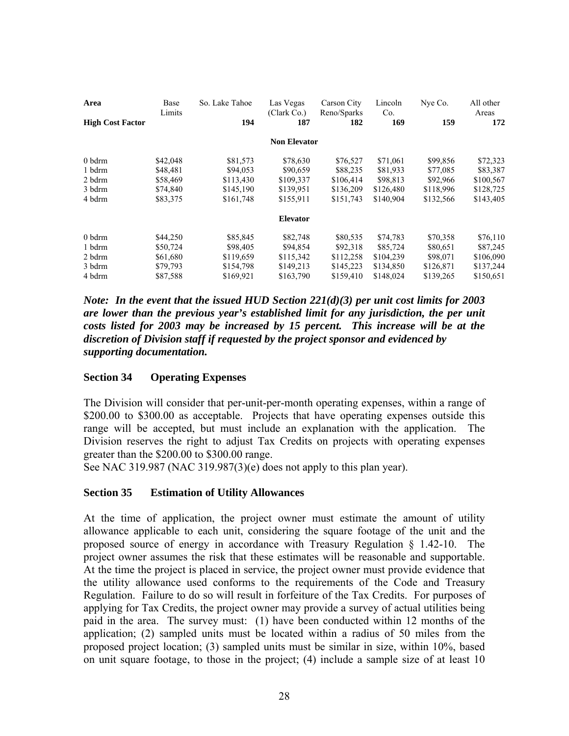| Area | Base Limits | So. Lake Tahoe | Las Vegas (Clark Co.) | Carson City Reno/Sparks | Lincoln Co. | Nye Co. | All other Areas |
|---|---|---|---|---|---|---|---|
| **High Cost Factor** | | **194** | **187** | **182** | **169** | **159** | **172** |
| | | | **Non Elevator** | | | | |
| 0 bdrm | $42,048 | $81,573 | $78,630 | $76,527 | $71,061 | $99,856 | $72,323 |
| 1 bdrm | $48,481 | $94,053 | $90,659 | $88,235 | $81,933 | $77,085 | $83,387 |
| 2 bdrm | $58,469 | $113,430 | $109,337 | $106,414 | $98,813 | $92,966 | $100,567 |
| 3 bdrm | $74,840 | $145,190 | $139,951 | $136,209 | $126,480 | $118,996 | $128,725 |
| 4 bdrm | $83,375 | $161,748 | $155,911 | $151,743 | $140,904 | $132,566 | $143,405 |
| | | | **Elevator** | | | | |
| 0 bdrm | $44,250 | $85,845 | $82,748 | $80,535 | $74,783 | $70,358 | $76,110 |
| 1 bdrm | $50,724 | $98,405 | $94,854 | $92,318 | $85,724 | $80,651 | $87,245 |
| 2 bdrm | $61,680 | $119,659 | $115,342 | $112,258 | $104,239 | $98,071 | $106,090 |
| 3 bdrm | $79,793 | $154,798 | $149,213 | $145,223 | $134,850 | $126,871 | $137,244 |
| 4 bdrm | $87,588 | $169,921 | $163,790 | $159,410 | $148,024 | $139,265 | $150,651 |

***Note: In the event that the issued HUD Section 221(d)(3) per unit cost limits for 2003 are lower than the previous year's established limit for any jurisdiction, the per unit costs listed for 2003 may be increased by 15 percent. This increase will be at the discretion of Division staff if requested by the project sponsor and evidenced by supporting documentation.***

## Section 34 Operating Expenses

The Division will consider that per-unit-per-month operating expenses, within a range of $200.00 to $300.00 as acceptable. Projects that have operating expenses outside this range will be accepted, but must include an explanation with the application. The Division reserves the right to adjust Tax Credits on projects with operating expenses greater than the $200.00 to $300.00 range.
See NAC 319.987 (NAC 319.987(3)(e) does not apply to this plan year).

## Section 35 Estimation of Utility Allowances

At the time of application, the project owner must estimate the amount of utility allowance applicable to each unit, considering the square footage of the unit and the proposed source of energy in accordance with Treasury Regulation § 1.42-10. The project owner assumes the risk that these estimates will be reasonable and supportable. At the time the project is placed in service, the project owner must provide evidence that the utility allowance used conforms to the requirements of the Code and Treasury Regulation. Failure to do so will result in forfeiture of the Tax Credits. For purposes of applying for Tax Credits, the project owner may provide a survey of actual utilities being paid in the area. The survey must: (1) have been conducted within 12 months of the application; (2) sampled units must be located within a radius of 50 miles from the proposed project location; (3) sampled units must be similar in size, within 10%, based on unit square footage, to those in the project; (4) include a sample size of at least 10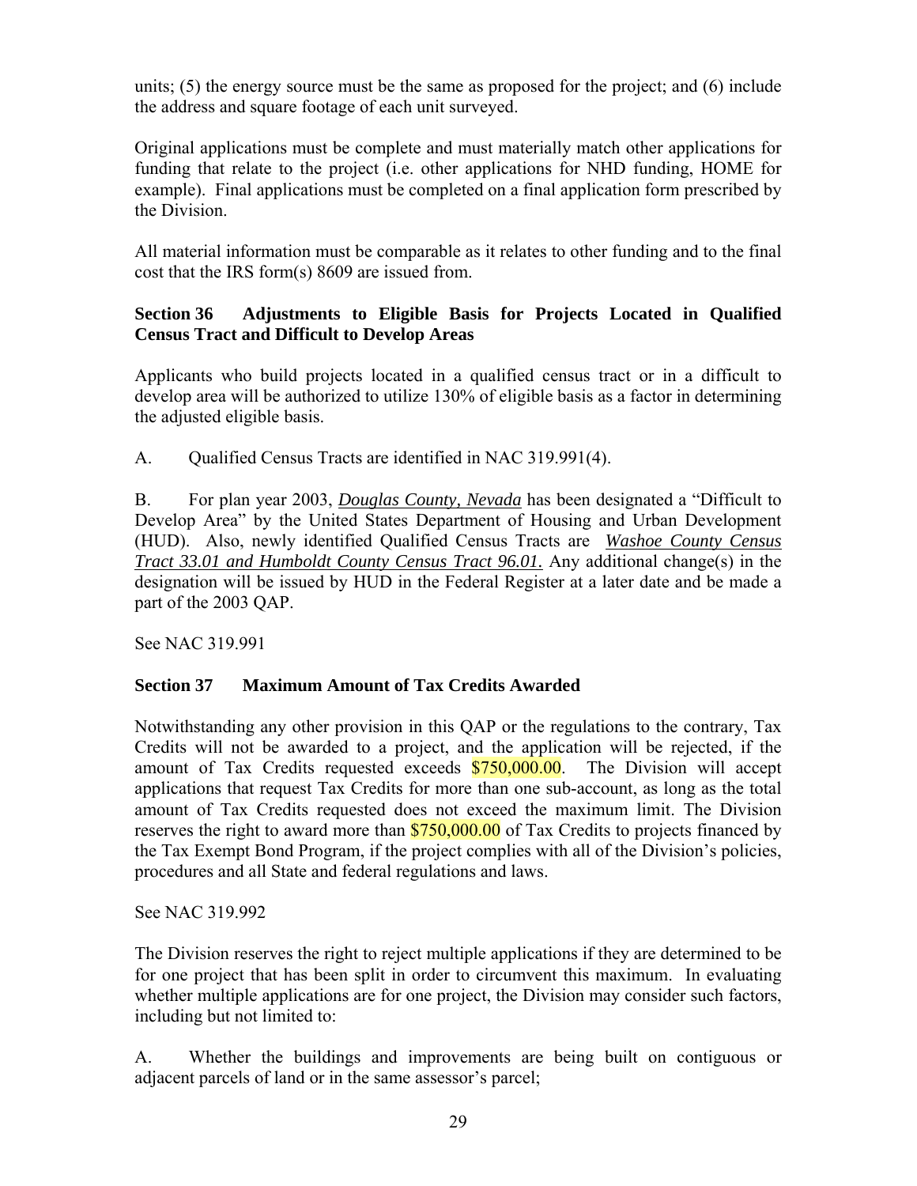units; (5) the energy source must be the same as proposed for the project; and (6) include the address and square footage of each unit surveyed.

Original applications must be complete and must materially match other applications for funding that relate to the project (i.e. other applications for NHD funding, HOME for example). Final applications must be completed on a final application form prescribed by the Division.

All material information must be comparable as it relates to other funding and to the final cost that the IRS form(s) 8609 are issued from.

**Section 36 Adjustments to Eligible Basis for Projects Located in Qualified Census Tract and Difficult to Develop Areas**

Applicants who build projects located in a qualified census tract or in a difficult to develop area will be authorized to utilize 130% of eligible basis as a factor in determining the adjusted eligible basis.

A. Qualified Census Tracts are identified in NAC 319.991(4).

B. For plan year 2003, ***Douglas County, Nevada*** has been designated a "Difficult to Develop Area" by the United States Department of Housing and Urban Development (HUD). Also, newly identified Qualified Census Tracts are ***Washoe County Census Tract 33.01 and Humboldt County Census Tract 96.01.*** Any additional change(s) in the designation will be issued by HUD in the Federal Register at a later date and be made a part of the 2003 QAP.

See NAC 319.991

**Section 37 Maximum Amount of Tax Credits Awarded**

Notwithstanding any other provision in this QAP or the regulations to the contrary, Tax Credits will not be awarded to a project, and the application will be rejected, if the amount of Tax Credits requested exceeds $750,000.00. The Division will accept applications that request Tax Credits for more than one sub-account, as long as the total amount of Tax Credits requested does not exceed the maximum limit. The Division reserves the right to award more than $750,000.00 of Tax Credits to projects financed by the Tax Exempt Bond Program, if the project complies with all of the Division's policies, procedures and all State and federal regulations and laws.

See NAC 319.992

The Division reserves the right to reject multiple applications if they are determined to be for one project that has been split in order to circumvent this maximum. In evaluating whether multiple applications are for one project, the Division may consider such factors, including but not limited to:

A. Whether the buildings and improvements are being built on contiguous or adjacent parcels of land or in the same assessor's parcel;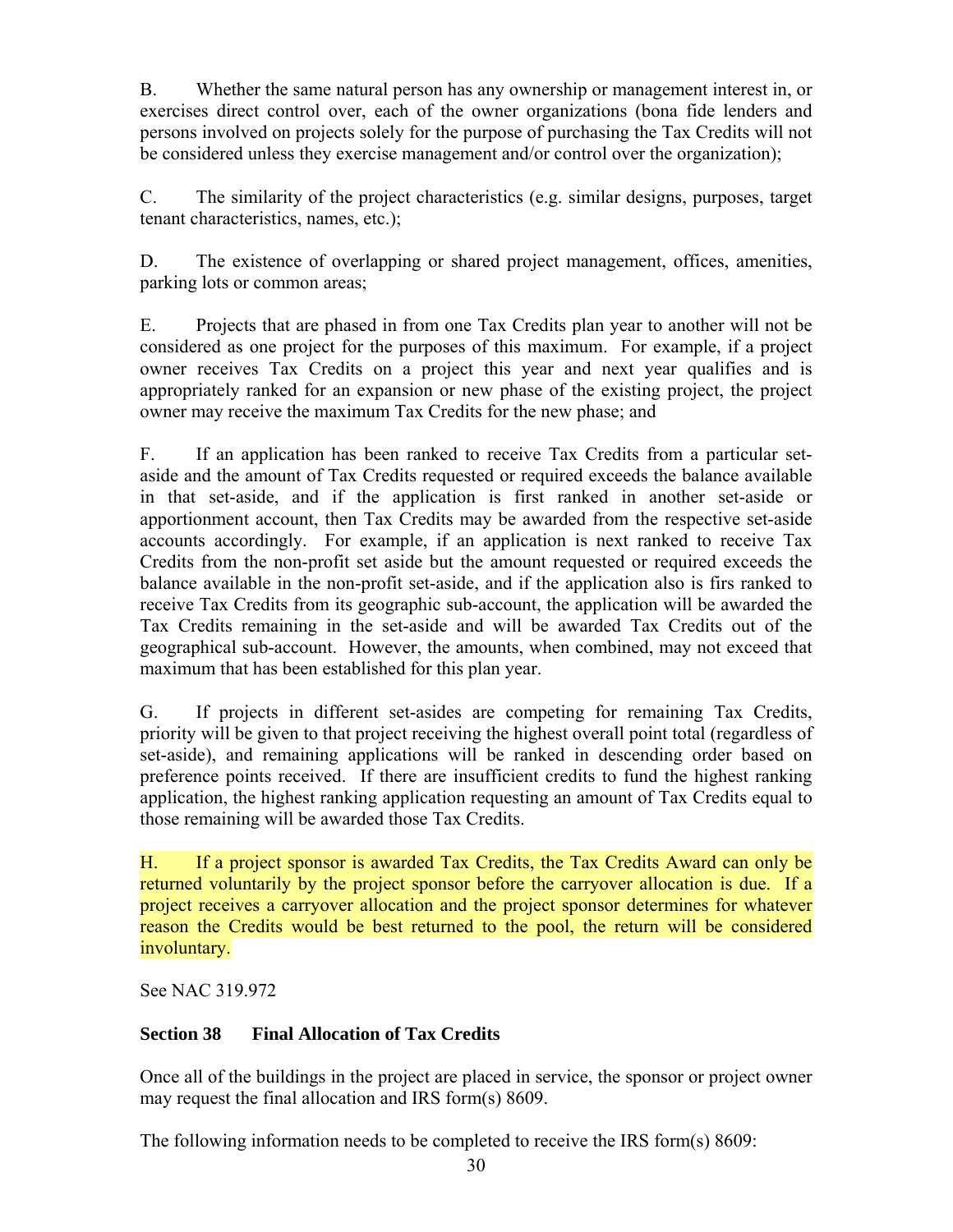B. Whether the same natural person has any ownership or management interest in, or exercises direct control over, each of the owner organizations (bona fide lenders and persons involved on projects solely for the purpose of purchasing the Tax Credits will not be considered unless they exercise management and/or control over the organization);

C. The similarity of the project characteristics (e.g. similar designs, purposes, target tenant characteristics, names, etc.);

D. The existence of overlapping or shared project management, offices, amenities, parking lots or common areas;

E. Projects that are phased in from one Tax Credits plan year to another will not be considered as one project for the purposes of this maximum. For example, if a project owner receives Tax Credits on a project this year and next year qualifies and is appropriately ranked for an expansion or new phase of the existing project, the project owner may receive the maximum Tax Credits for the new phase; and

F. If an application has been ranked to receive Tax Credits from a particular set-aside and the amount of Tax Credits requested or required exceeds the balance available in that set-aside, and if the application is first ranked in another set-aside or apportionment account, then Tax Credits may be awarded from the respective set-aside accounts accordingly. For example, if an application is next ranked to receive Tax Credits from the non-profit set aside but the amount requested or required exceeds the balance available in the non-profit set-aside, and if the application also is firs ranked to receive Tax Credits from its geographic sub-account, the application will be awarded the Tax Credits remaining in the set-aside and will be awarded Tax Credits out of the geographical sub-account. However, the amounts, when combined, may not exceed that maximum that has been established for this plan year.

G. If projects in different set-asides are competing for remaining Tax Credits, priority will be given to that project receiving the highest overall point total (regardless of set-aside), and remaining applications will be ranked in descending order based on preference points received. If there are insufficient credits to fund the highest ranking application, the highest ranking application requesting an amount of Tax Credits equal to those remaining will be awarded those Tax Credits.

H. If a project sponsor is awarded Tax Credits, the Tax Credits Award can only be returned voluntarily by the project sponsor before the carryover allocation is due. If a project receives a carryover allocation and the project sponsor determines for whatever reason the Credits would be best returned to the pool, the return will be considered involuntary.

See NAC 319.972

## Section 38 Final Allocation of Tax Credits

Once all of the buildings in the project are placed in service, the sponsor or project owner may request the final allocation and IRS form(s) 8609.

The following information needs to be completed to receive the IRS form(s) 8609: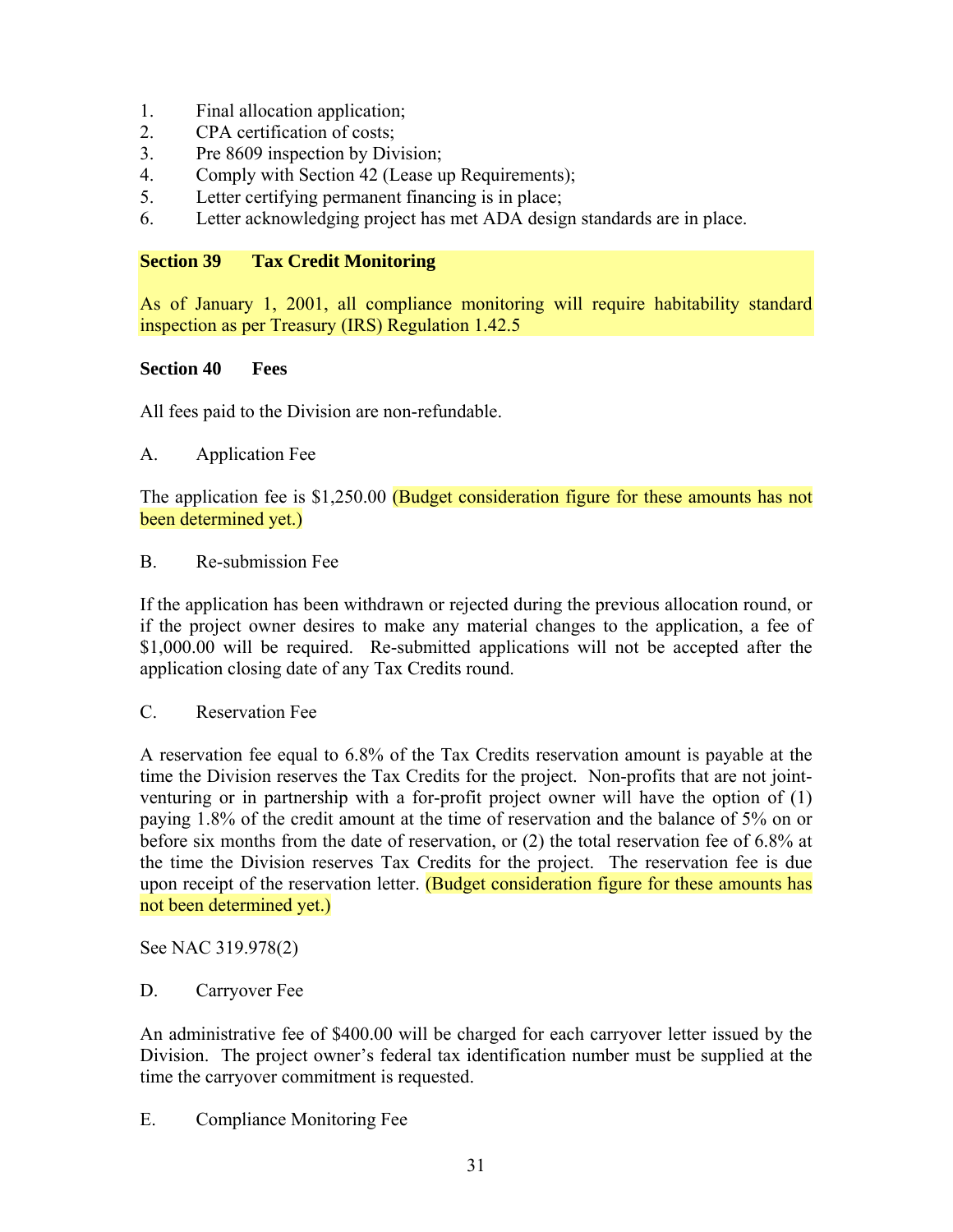1. Final allocation application;
2. CPA certification of costs;
3. Pre 8609 inspection by Division;
4. Comply with Section 42 (Lease up Requirements);
5. Letter certifying permanent financing is in place;
6. Letter acknowledging project has met ADA design standards are in place.

**Section 39 Tax Credit Monitoring**

As of January 1, 2001, all compliance monitoring will require habitability standard inspection as per Treasury (IRS) Regulation 1.42.5

**Section 40 Fees**

All fees paid to the Division are non-refundable.

A. Application Fee

The application fee is $1,250.00 (Budget consideration figure for these amounts has not been determined yet.)

B. Re-submission Fee

If the application has been withdrawn or rejected during the previous allocation round, or if the project owner desires to make any material changes to the application, a fee of $1,000.00 will be required. Re-submitted applications will not be accepted after the application closing date of any Tax Credits round.

C. Reservation Fee

A reservation fee equal to 6.8% of the Tax Credits reservation amount is payable at the time the Division reserves the Tax Credits for the project. Non-profits that are not joint-venturing or in partnership with a for-profit project owner will have the option of (1) paying 1.8% of the credit amount at the time of reservation and the balance of 5% on or before six months from the date of reservation, or (2) the total reservation fee of 6.8% at the time the Division reserves Tax Credits for the project. The reservation fee is due upon receipt of the reservation letter. (Budget consideration figure for these amounts has not been determined yet.)

See NAC 319.978(2)

D. Carryover Fee

An administrative fee of $400.00 will be charged for each carryover letter issued by the Division. The project owner's federal tax identification number must be supplied at the time the carryover commitment is requested.

E. Compliance Monitoring Fee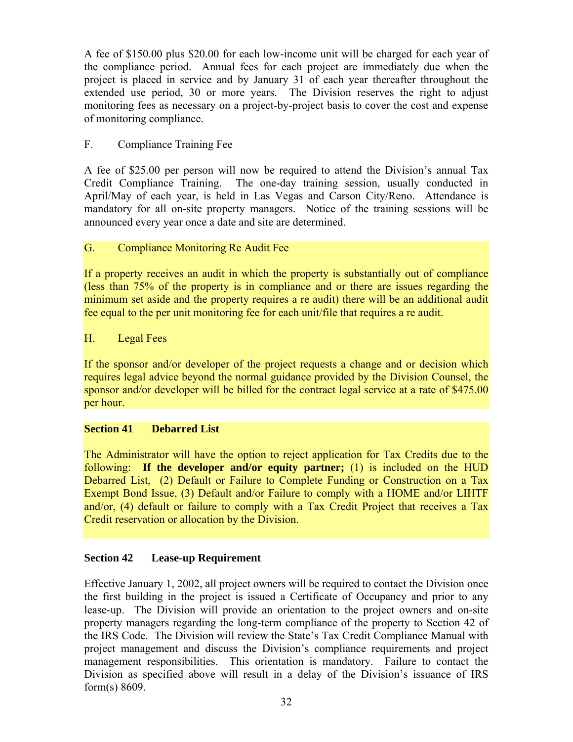A fee of $150.00 plus $20.00 for each low-income unit will be charged for each year of the compliance period. Annual fees for each project are immediately due when the project is placed in service and by January 31 of each year thereafter throughout the extended use period, 30 or more years. The Division reserves the right to adjust monitoring fees as necessary on a project-by-project basis to cover the cost and expense of monitoring compliance.

F. Compliance Training Fee

A fee of $25.00 per person will now be required to attend the Division's annual Tax Credit Compliance Training. The one-day training session, usually conducted in April/May of each year, is held in Las Vegas and Carson City/Reno. Attendance is mandatory for all on-site property managers. Notice of the training sessions will be announced every year once a date and site are determined.

G. Compliance Monitoring Re Audit Fee

If a property receives an audit in which the property is substantially out of compliance (less than 75% of the property is in compliance and or there are issues regarding the minimum set aside and the property requires a re audit) there will be an additional audit fee equal to the per unit monitoring fee for each unit/file that requires a re audit.

H. Legal Fees

If the sponsor and/or developer of the project requests a change and or decision which requires legal advice beyond the normal guidance provided by the Division Counsel, the sponsor and/or developer will be billed for the contract legal service at a rate of $475.00 per hour.

## Section 41 Debarred List

The Administrator will have the option to reject application for Tax Credits due to the following: **If the developer and/or equity partner;** (1) is included on the HUD Debarred List, (2) Default or Failure to Complete Funding or Construction on a Tax Exempt Bond Issue, (3) Default and/or Failure to comply with a HOME and/or LIHTF and/or, (4) default or failure to comply with a Tax Credit Project that receives a Tax Credit reservation or allocation by the Division.

## Section 42 Lease-up Requirement

Effective January 1, 2002, all project owners will be required to contact the Division once the first building in the project is issued a Certificate of Occupancy and prior to any lease-up. The Division will provide an orientation to the project owners and on-site property managers regarding the long-term compliance of the property to Section 42 of the IRS Code. The Division will review the State's Tax Credit Compliance Manual with project management and discuss the Division's compliance requirements and project management responsibilities. This orientation is mandatory. Failure to contact the Division as specified above will result in a delay of the Division's issuance of IRS form(s) 8609.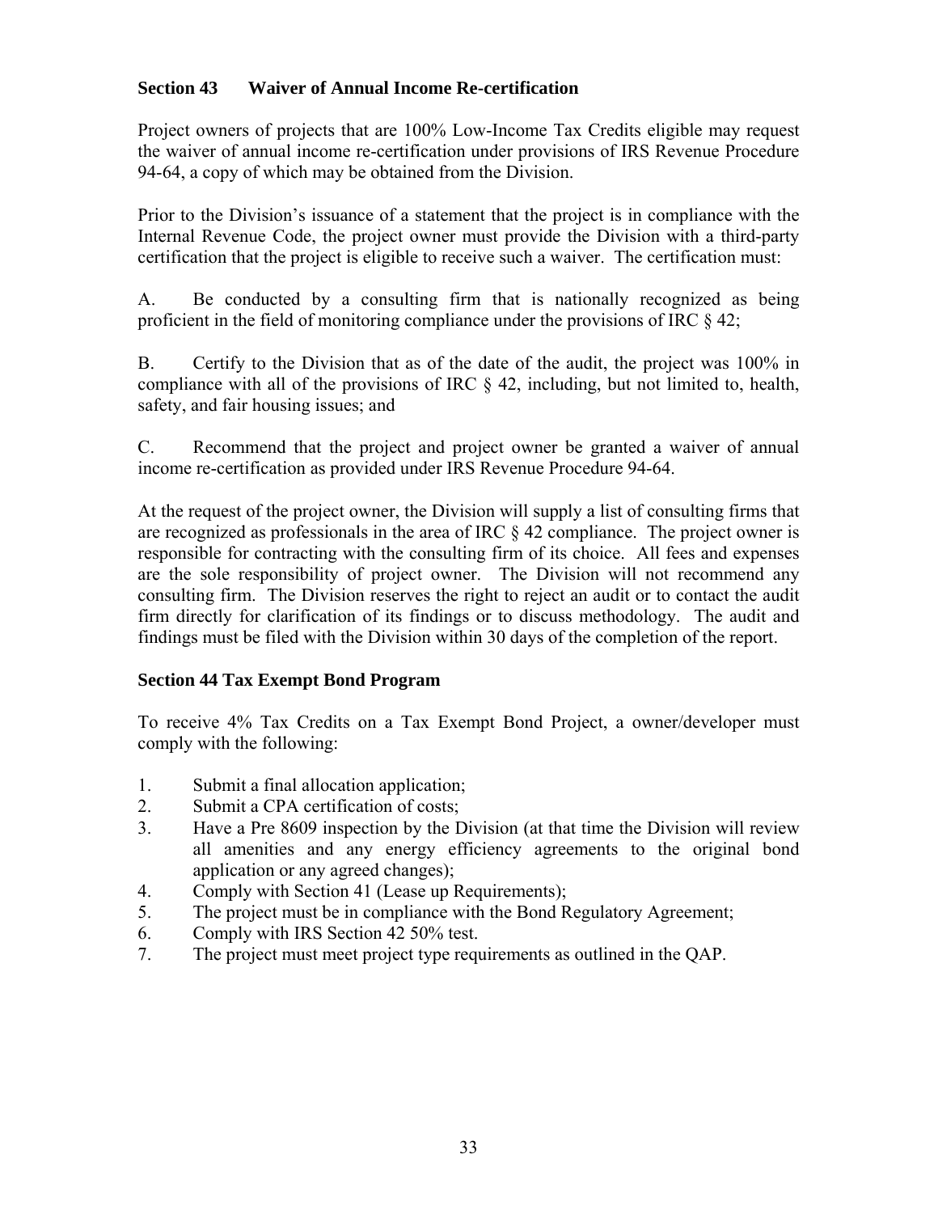## Section 43 Waiver of Annual Income Re-certification

Project owners of projects that are 100% Low-Income Tax Credits eligible may request the waiver of annual income re-certification under provisions of IRS Revenue Procedure 94-64, a copy of which may be obtained from the Division.

Prior to the Division's issuance of a statement that the project is in compliance with the Internal Revenue Code, the project owner must provide the Division with a third-party certification that the project is eligible to receive such a waiver. The certification must:

A. Be conducted by a consulting firm that is nationally recognized as being proficient in the field of monitoring compliance under the provisions of IRC § 42;

B. Certify to the Division that as of the date of the audit, the project was 100% in compliance with all of the provisions of IRC § 42, including, but not limited to, health, safety, and fair housing issues; and

C. Recommend that the project and project owner be granted a waiver of annual income re-certification as provided under IRS Revenue Procedure 94-64.

At the request of the project owner, the Division will supply a list of consulting firms that are recognized as professionals in the area of IRC § 42 compliance. The project owner is responsible for contracting with the consulting firm of its choice. All fees and expenses are the sole responsibility of project owner. The Division will not recommend any consulting firm. The Division reserves the right to reject an audit or to contact the audit firm directly for clarification of its findings or to discuss methodology. The audit and findings must be filed with the Division within 30 days of the completion of the report.

## Section 44 Tax Exempt Bond Program

To receive 4% Tax Credits on a Tax Exempt Bond Project, a owner/developer must comply with the following:

1. Submit a final allocation application;
2. Submit a CPA certification of costs;
3. Have a Pre 8609 inspection by the Division (at that time the Division will review all amenities and any energy efficiency agreements to the original bond application or any agreed changes);
4. Comply with Section 41 (Lease up Requirements);
5. The project must be in compliance with the Bond Regulatory Agreement;
6. Comply with IRS Section 42 50% test.
7. The project must meet project type requirements as outlined in the QAP.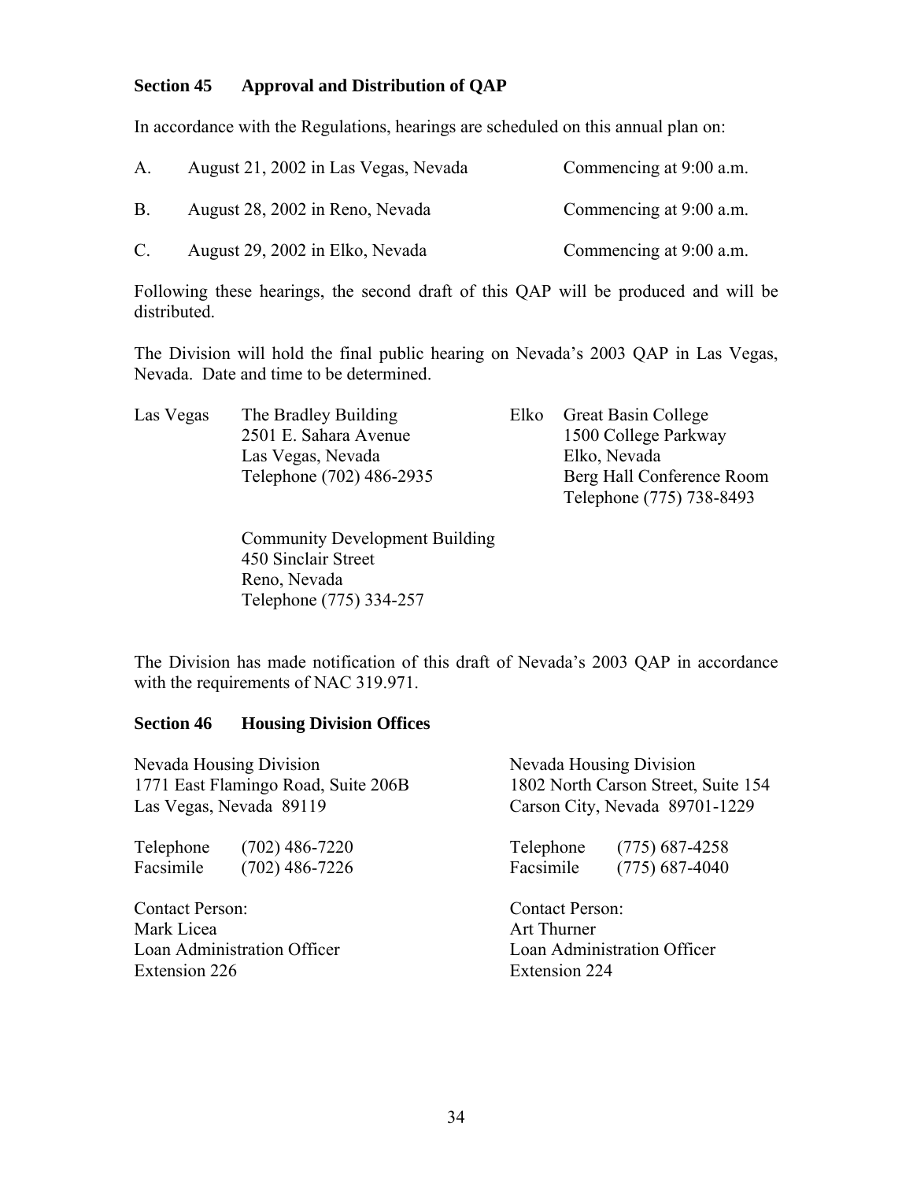## Section 45 Approval and Distribution of QAP

In accordance with the Regulations, hearings are scheduled on this annual plan on:

A. August 21, 2002 in Las Vegas, Nevada — Commencing at 9:00 a.m.

B. August 28, 2002 in Reno, Nevada — Commencing at 9:00 a.m.

C. August 29, 2002 in Elko, Nevada — Commencing at 9:00 a.m.

Following these hearings, the second draft of this QAP will be produced and will be distributed.

The Division will hold the final public hearing on Nevada's 2003 QAP in Las Vegas, Nevada. Date and time to be determined.

Las Vegas
The Bradley Building
2501 E. Sahara Avenue
Las Vegas, Nevada
Telephone (702) 486-2935

Elko
Great Basin College
1500 College Parkway
Elko, Nevada
Berg Hall Conference Room
Telephone (775) 738-8493

Community Development Building
450 Sinclair Street
Reno, Nevada
Telephone (775) 334-257

The Division has made notification of this draft of Nevada's 2003 QAP in accordance with the requirements of NAC 319.971.

## Section 46 Housing Division Offices

Nevada Housing Division
1771 East Flamingo Road, Suite 206B
Las Vegas, Nevada 89119

Telephone (702) 486-7220
Facsimile (702) 486-7226

Contact Person:
Mark Licea
Loan Administration Officer
Extension 226

Nevada Housing Division
1802 North Carson Street, Suite 154
Carson City, Nevada 89701-1229

Telephone (775) 687-4258
Facsimile (775) 687-4040

Contact Person:
Art Thurner
Loan Administration Officer
Extension 224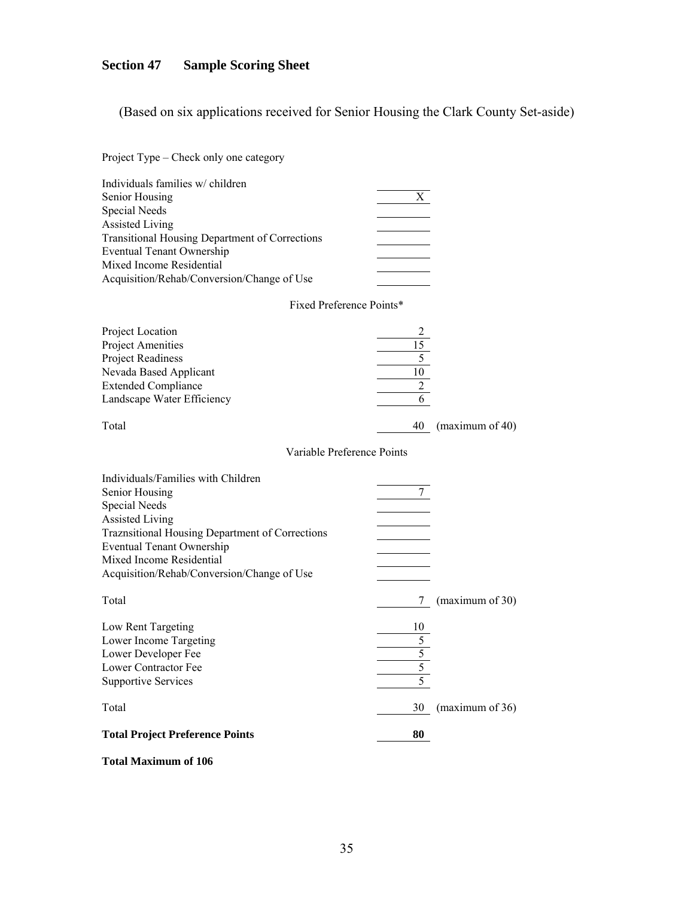## Section 47 Sample Scoring Sheet

(Based on six applications received for Senior Housing the Clark County Set-aside)

Project Type – Check only one category

| | | |
|---|---|---|
| Individuals families w/ children | | |
| Senior Housing | X | |
| Special Needs | | |
| Assisted Living | | |
| Transitional Housing Department of Corrections | | |
| Eventual Tenant Ownership | | |
| Mixed Income Residential | | |
| Acquisition/Rehab/Conversion/Change of Use | | |

Fixed Preference Points*

| | | |
|---|---|---|
| Project Location | 2 | |
| Project Amenities | 15 | |
| Project Readiness | 5 | |
| Nevada Based Applicant | 10 | |
| Extended Compliance | 2 | |
| Landscape Water Efficiency | 6 | |
| Total | 40 | (maximum of 40) |

Variable Preference Points

| | | |
|---|---|---|
| Individuals/Families with Children | | |
| Senior Housing | 7 | |
| Special Needs | | |
| Assisted Living | | |
| Traznsitional Housing Department of Corrections | | |
| Eventual Tenant Ownership | | |
| Mixed Income Residential | | |
| Acquisition/Rehab/Conversion/Change of Use | | |
| Total | 7 | (maximum of 30) |
| Low Rent Targeting | 10 | |
| Lower Income Targeting | 5 | |
| Lower Developer Fee | 5 | |
| Lower Contractor Fee | 5 | |
| Supportive Services | 5 | |
| Total | 30 | (maximum of 36) |
| **Total Project Preference Points** | **80** | |

**Total Maximum of 106**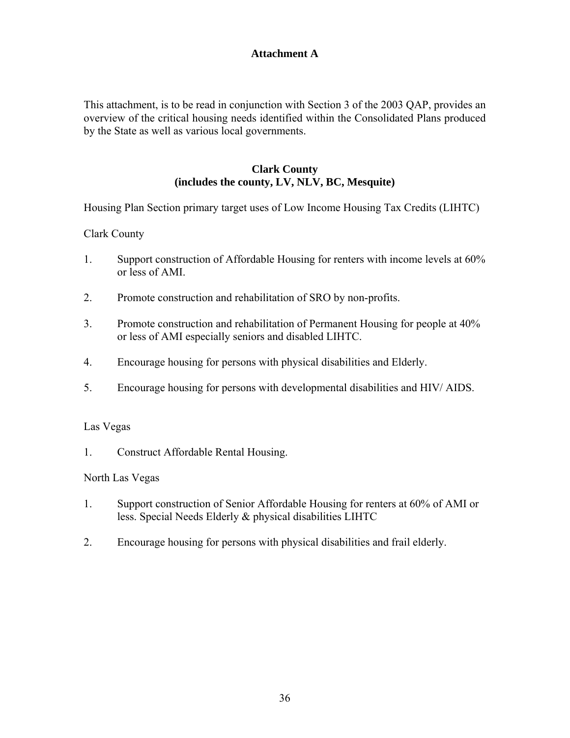# Attachment A

This attachment, is to be read in conjunction with Section 3 of the 2003 QAP, provides an overview of the critical housing needs identified within the Consolidated Plans produced by the State as well as various local governments.

## Clark County
## (includes the county, LV, NLV, BC, Mesquite)

Housing Plan Section primary target uses of Low Income Housing Tax Credits (LIHTC)

Clark County

1. Support construction of Affordable Housing for renters with income levels at 60% or less of AMI.
2. Promote construction and rehabilitation of SRO by non-profits.
3. Promote construction and rehabilitation of Permanent Housing for people at 40% or less of AMI especially seniors and disabled LIHTC.
4. Encourage housing for persons with physical disabilities and Elderly.
5. Encourage housing for persons with developmental disabilities and HIV/ AIDS.

Las Vegas

1. Construct Affordable Rental Housing.

North Las Vegas

1. Support construction of Senior Affordable Housing for renters at 60% of AMI or less. Special Needs Elderly & physical disabilities LIHTC
2. Encourage housing for persons with physical disabilities and frail elderly.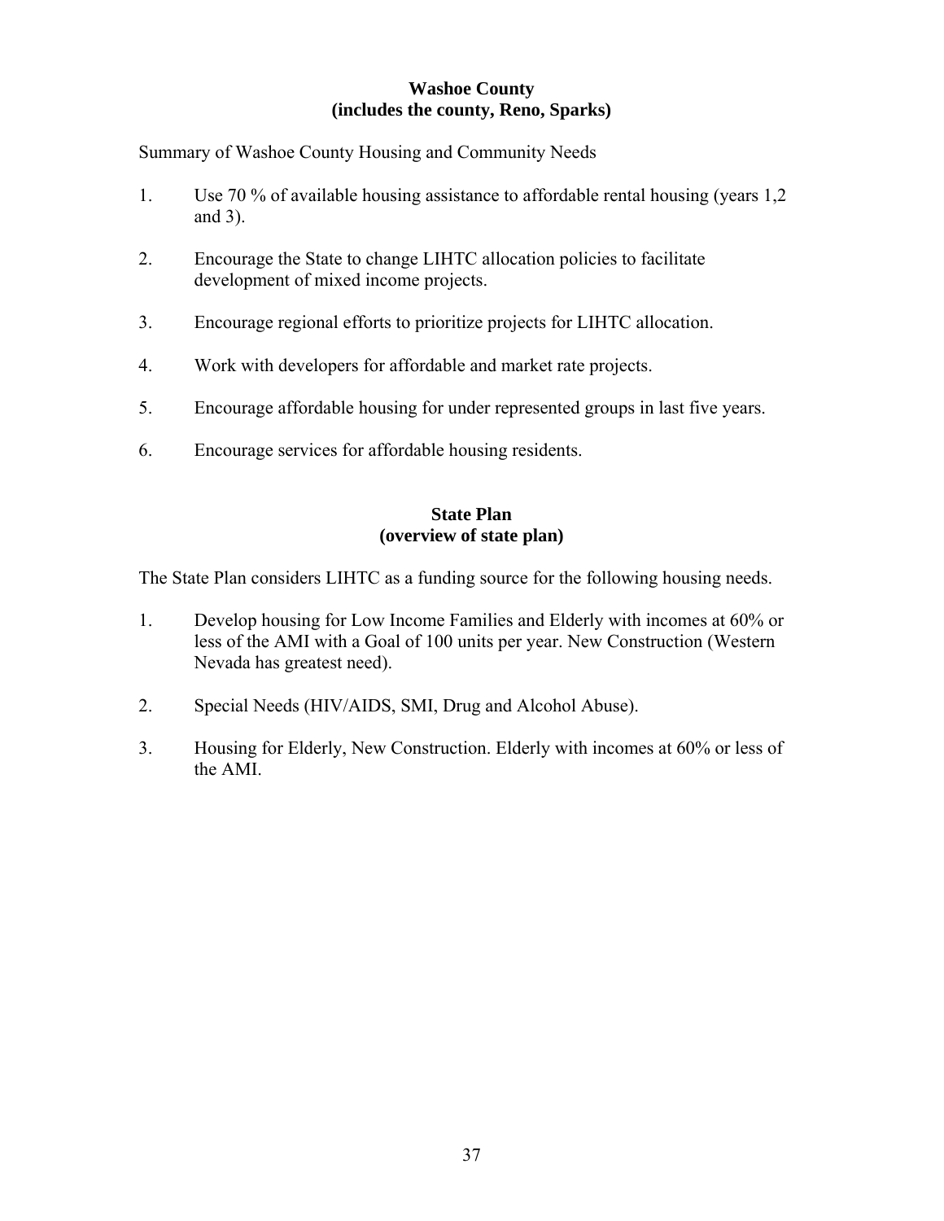## Washoe County
## (includes the county, Reno, Sparks)

Summary of Washoe County Housing and Community Needs

1. Use 70 % of available housing assistance to affordable rental housing (years 1,2 and 3).

2. Encourage the State to change LIHTC allocation policies to facilitate development of mixed income projects.

3. Encourage regional efforts to prioritize projects for LIHTC allocation.

4. Work with developers for affordable and market rate projects.

5. Encourage affordable housing for under represented groups in last five years.

6. Encourage services for affordable housing residents.

## State Plan
## (overview of state plan)

The State Plan considers LIHTC as a funding source for the following housing needs.

1. Develop housing for Low Income Families and Elderly with incomes at 60% or less of the AMI with a Goal of 100 units per year. New Construction (Western Nevada has greatest need).

2. Special Needs (HIV/AIDS, SMI, Drug and Alcohol Abuse).

3. Housing for Elderly, New Construction. Elderly with incomes at 60% or less of the AMI.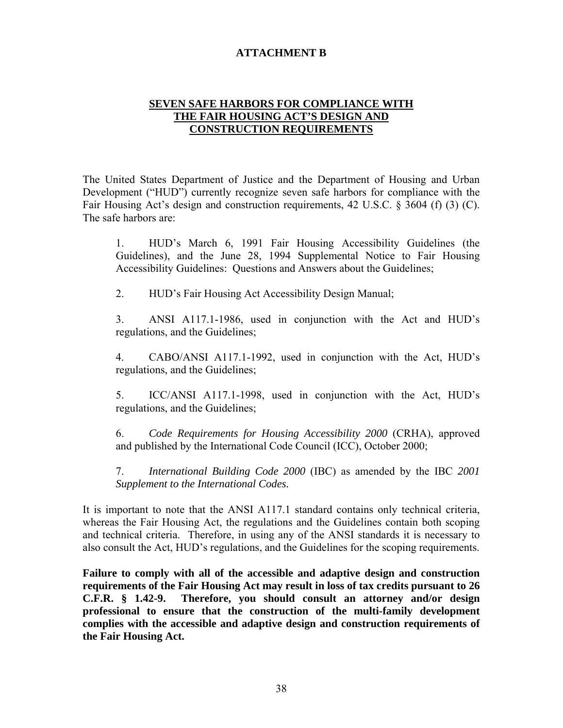# ATTACHMENT B

## SEVEN SAFE HARBORS FOR COMPLIANCE WITH THE FAIR HOUSING ACT'S DESIGN AND CONSTRUCTION REQUIREMENTS

The United States Department of Justice and the Department of Housing and Urban Development ("HUD") currently recognize seven safe harbors for compliance with the Fair Housing Act's design and construction requirements, 42 U.S.C. § 3604 (f) (3) (C). The safe harbors are:

1. HUD's March 6, 1991 Fair Housing Accessibility Guidelines (the Guidelines), and the June 28, 1994 Supplemental Notice to Fair Housing Accessibility Guidelines: Questions and Answers about the Guidelines;

2. HUD's Fair Housing Act Accessibility Design Manual;

3. ANSI A117.1-1986, used in conjunction with the Act and HUD's regulations, and the Guidelines;

4. CABO/ANSI A117.1-1992, used in conjunction with the Act, HUD's regulations, and the Guidelines;

5. ICC/ANSI A117.1-1998, used in conjunction with the Act, HUD's regulations, and the Guidelines;

6. *Code Requirements for Housing Accessibility 2000* (CRHA), approved and published by the International Code Council (ICC), October 2000;

7. *International Building Code 2000* (IBC) as amended by the IBC *2001 Supplement to the International Codes.*

It is important to note that the ANSI A117.1 standard contains only technical criteria, whereas the Fair Housing Act, the regulations and the Guidelines contain both scoping and technical criteria. Therefore, in using any of the ANSI standards it is necessary to also consult the Act, HUD's regulations, and the Guidelines for the scoping requirements.

**Failure to comply with all of the accessible and adaptive design and construction requirements of the Fair Housing Act may result in loss of tax credits pursuant to 26 C.F.R. § 1.42-9. Therefore, you should consult an attorney and/or design professional to ensure that the construction of the multi-family development complies with the accessible and adaptive design and construction requirements of the Fair Housing Act.**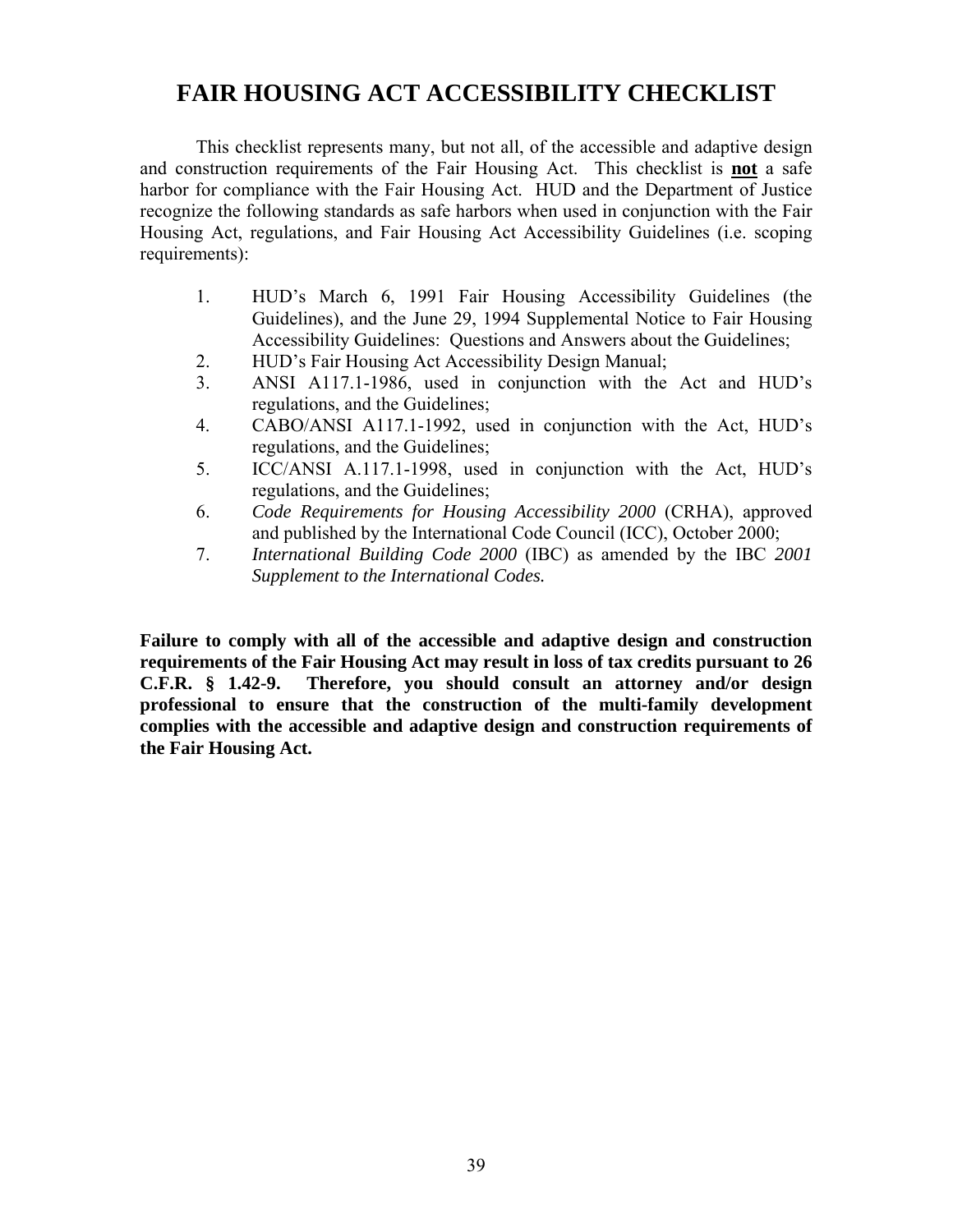# FAIR HOUSING ACT ACCESSIBILITY CHECKLIST

This checklist represents many, but not all, of the accessible and adaptive design and construction requirements of the Fair Housing Act. This checklist is **not** a safe harbor for compliance with the Fair Housing Act. HUD and the Department of Justice recognize the following standards as safe harbors when used in conjunction with the Fair Housing Act, regulations, and Fair Housing Act Accessibility Guidelines (i.e. scoping requirements):

1. HUD's March 6, 1991 Fair Housing Accessibility Guidelines (the Guidelines), and the June 29, 1994 Supplemental Notice to Fair Housing Accessibility Guidelines: Questions and Answers about the Guidelines;
2. HUD's Fair Housing Act Accessibility Design Manual;
3. ANSI A117.1-1986, used in conjunction with the Act and HUD's regulations, and the Guidelines;
4. CABO/ANSI A117.1-1992, used in conjunction with the Act, HUD's regulations, and the Guidelines;
5. ICC/ANSI A.117.1-1998, used in conjunction with the Act, HUD's regulations, and the Guidelines;
6. *Code Requirements for Housing Accessibility 2000* (CRHA), approved and published by the International Code Council (ICC), October 2000;
7. *International Building Code 2000* (IBC) as amended by the IBC *2001 Supplement to the International Codes.*

**Failure to comply with all of the accessible and adaptive design and construction requirements of the Fair Housing Act may result in loss of tax credits pursuant to 26 C.F.R. § 1.42-9. Therefore, you should consult an attorney and/or design professional to ensure that the construction of the multi-family development complies with the accessible and adaptive design and construction requirements of the Fair Housing Act.**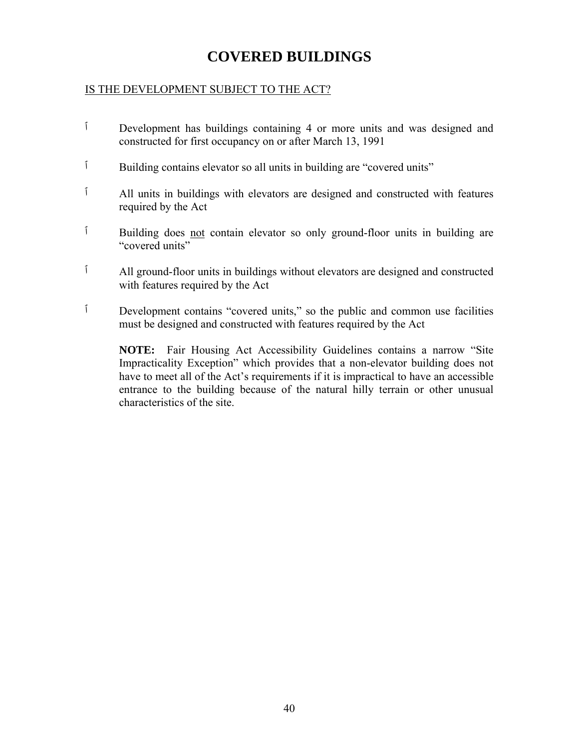# COVERED BUILDINGS

<u>IS THE DEVELOPMENT SUBJECT TO THE ACT?</u>

- ☐ Development has buildings containing 4 or more units and was designed and constructed for first occupancy on or after March 13, 1991
- ☐ Building contains elevator so all units in building are "covered units"
- ☐ All units in buildings with elevators are designed and constructed with features required by the Act
- ☐ Building does <u>not</u> contain elevator so only ground-floor units in building are "covered units"
- ☐ All ground-floor units in buildings without elevators are designed and constructed with features required by the Act
- ☐ Development contains "covered units," so the public and common use facilities must be designed and constructed with features required by the Act

**NOTE:** Fair Housing Act Accessibility Guidelines contains a narrow "Site Impracticality Exception" which provides that a non-elevator building does not have to meet all of the Act's requirements if it is impractical to have an accessible entrance to the building because of the natural hilly terrain or other unusual characteristics of the site.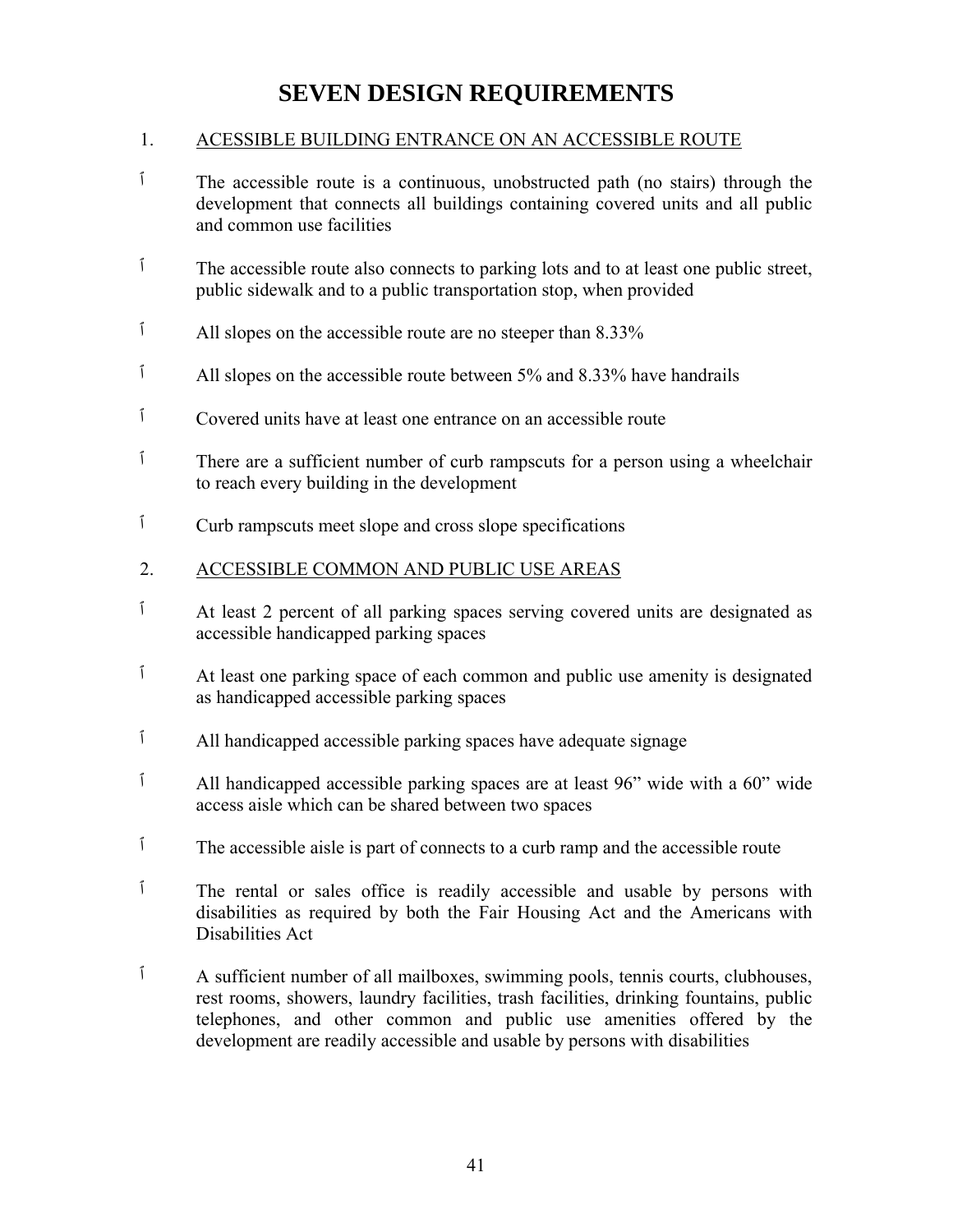# SEVEN DESIGN REQUIREMENTS

1. ACESSIBLE BUILDING ENTRANCE ON AN ACCESSIBLE ROUTE

- The accessible route is a continuous, unobstructed path (no stairs) through the development that connects all buildings containing covered units and all public and common use facilities
- The accessible route also connects to parking lots and to at least one public street, public sidewalk and to a public transportation stop, when provided
- All slopes on the accessible route are no steeper than 8.33%
- All slopes on the accessible route between 5% and 8.33% have handrails
- Covered units have at least one entrance on an accessible route
- There are a sufficient number of curb rampscuts for a person using a wheelchair to reach every building in the development
- Curb rampscuts meet slope and cross slope specifications

2. ACCESSIBLE COMMON AND PUBLIC USE AREAS

- At least 2 percent of all parking spaces serving covered units are designated as accessible handicapped parking spaces
- At least one parking space of each common and public use amenity is designated as handicapped accessible parking spaces
- All handicapped accessible parking spaces have adequate signage
- All handicapped accessible parking spaces are at least 96" wide with a 60" wide access aisle which can be shared between two spaces
- The accessible aisle is part of connects to a curb ramp and the accessible route
- The rental or sales office is readily accessible and usable by persons with disabilities as required by both the Fair Housing Act and the Americans with Disabilities Act
- A sufficient number of all mailboxes, swimming pools, tennis courts, clubhouses, rest rooms, showers, laundry facilities, trash facilities, drinking fountains, public telephones, and other common and public use amenities offered by the development are readily accessible and usable by persons with disabilities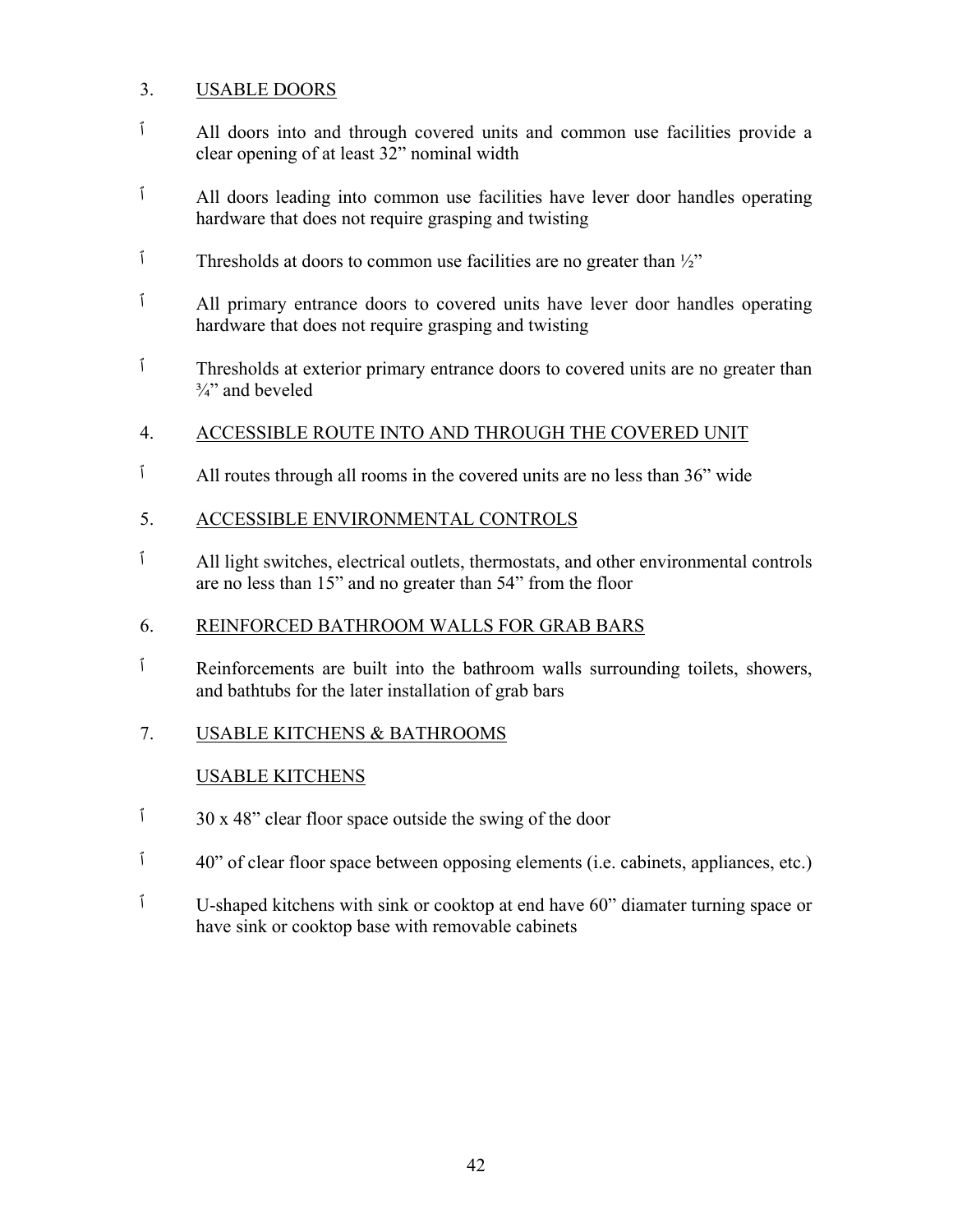3. USABLE DOORS

- All doors into and through covered units and common use facilities provide a clear opening of at least 32" nominal width
- All doors leading into common use facilities have lever door handles operating hardware that does not require grasping and twisting
- Thresholds at doors to common use facilities are no greater than ½"
- All primary entrance doors to covered units have lever door handles operating hardware that does not require grasping and twisting
- Thresholds at exterior primary entrance doors to covered units are no greater than ¾" and beveled

4. ACCESSIBLE ROUTE INTO AND THROUGH THE COVERED UNIT

- All routes through all rooms in the covered units are no less than 36" wide

5. ACCESSIBLE ENVIRONMENTAL CONTROLS

- All light switches, electrical outlets, thermostats, and other environmental controls are no less than 15" and no greater than 54" from the floor

6. REINFORCED BATHROOM WALLS FOR GRAB BARS

- Reinforcements are built into the bathroom walls surrounding toilets, showers, and bathtubs for the later installation of grab bars

7. USABLE KITCHENS & BATHROOMS

USABLE KITCHENS

- 30 x 48" clear floor space outside the swing of the door
- 40" of clear floor space between opposing elements (i.e. cabinets, appliances, etc.)
- U-shaped kitchens with sink or cooktop at end have 60" diamater turning space or have sink or cooktop base with removable cabinets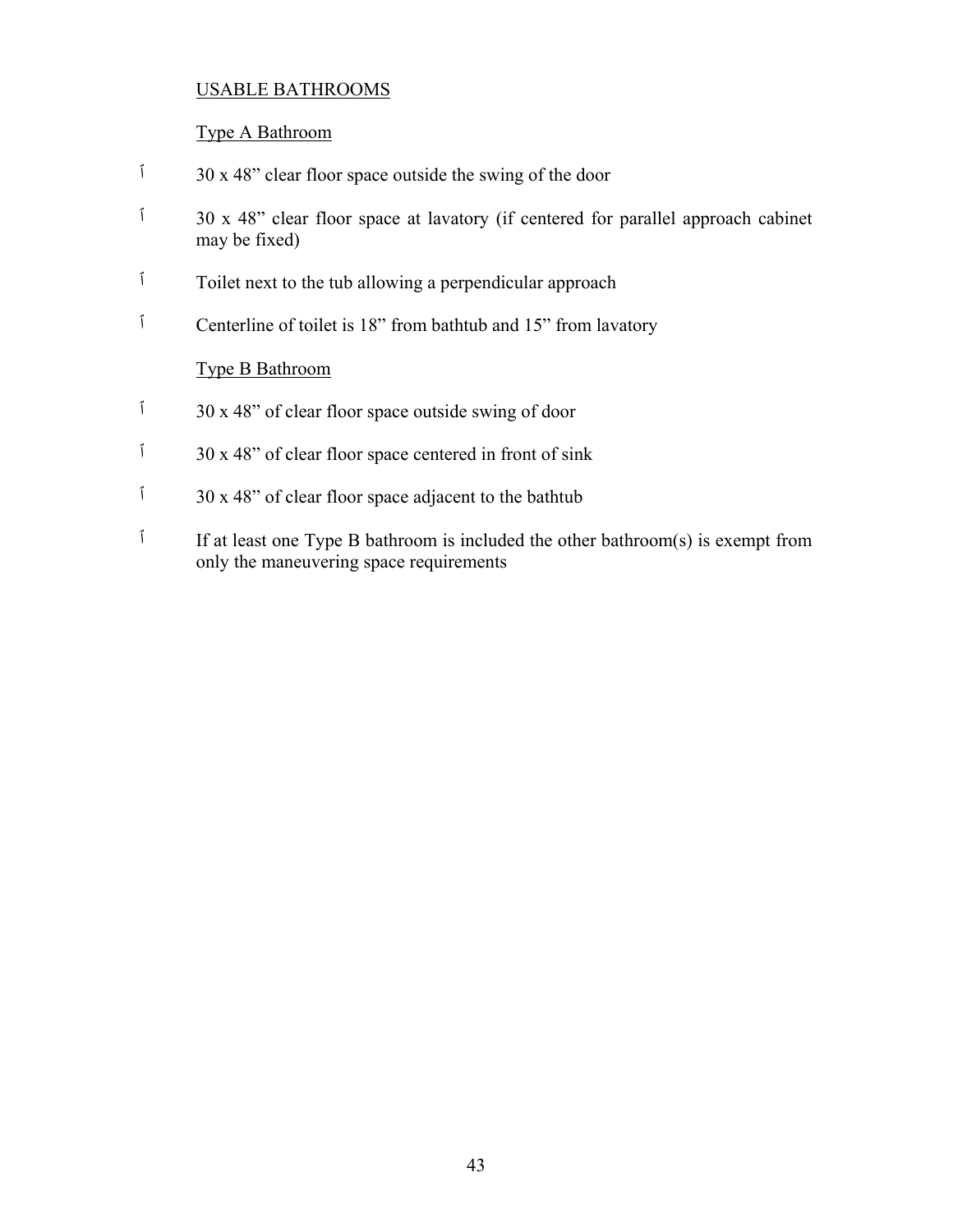## USABLE BATHROOMS

### Type A Bathroom

- 30 x 48" clear floor space outside the swing of the door
- 30 x 48" clear floor space at lavatory (if centered for parallel approach cabinet may be fixed)
- Toilet next to the tub allowing a perpendicular approach
- Centerline of toilet is 18" from bathtub and 15" from lavatory

### Type B Bathroom

- 30 x 48" of clear floor space outside swing of door
- 30 x 48" of clear floor space centered in front of sink
- 30 x 48" of clear floor space adjacent to the bathtub
- If at least one Type B bathroom is included the other bathroom(s) is exempt from only the maneuvering space requirements